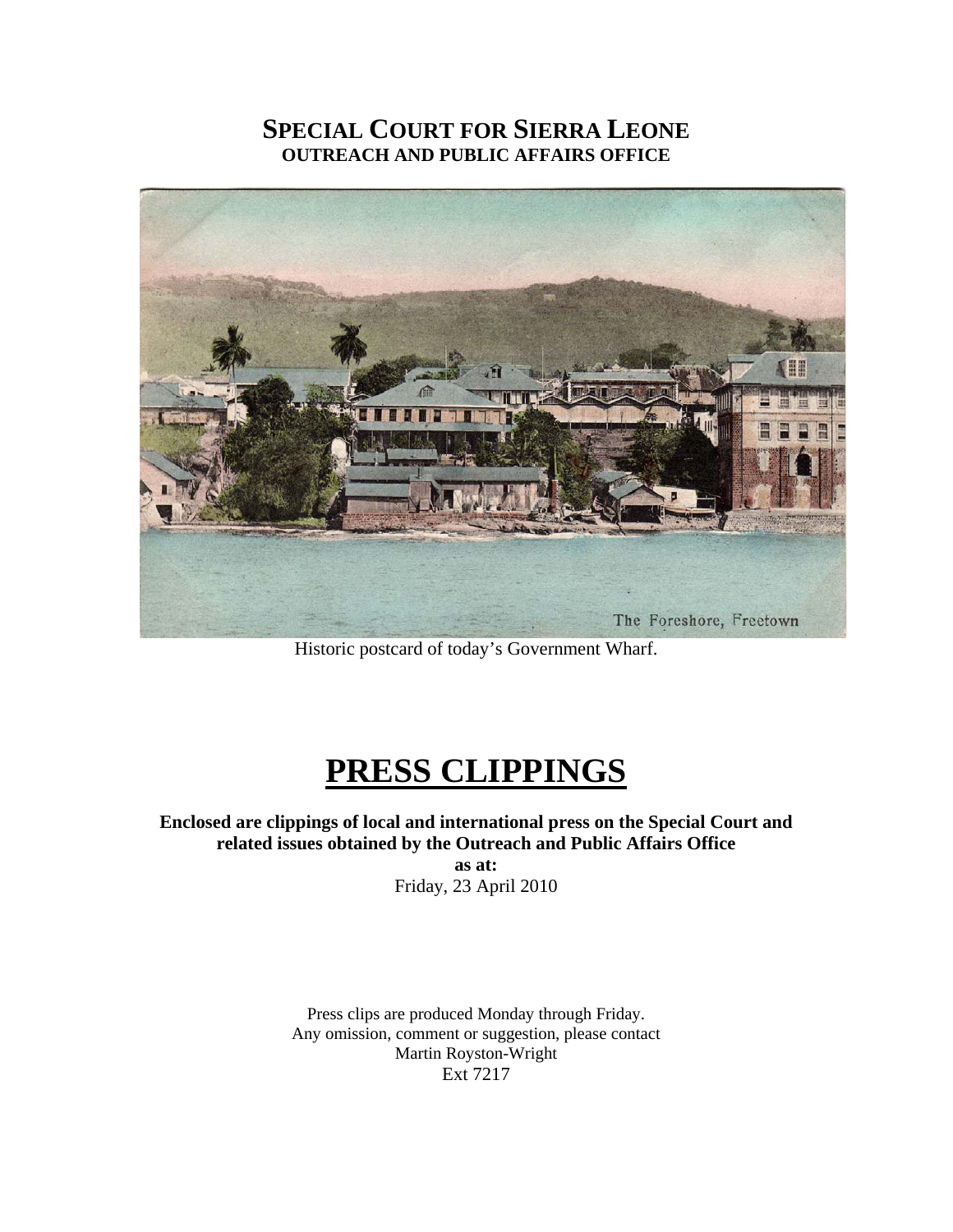# SPECIAL COURT FOR SIERRA LEONE
## OUTREACH AND PUBLIC AFFAIRS OFFICE

Historic postcard of today's Government Wharf.

# PRESS CLIPPINGS

**Enclosed are clippings of local and international press on the Special Court and related issues obtained by the Outreach and Public Affairs Office**
**as at:**
Friday, 23 April 2010

Press clips are produced Monday through Friday.
Any omission, comment or suggestion, please contact
Martin Royston-Wright
Ext 7217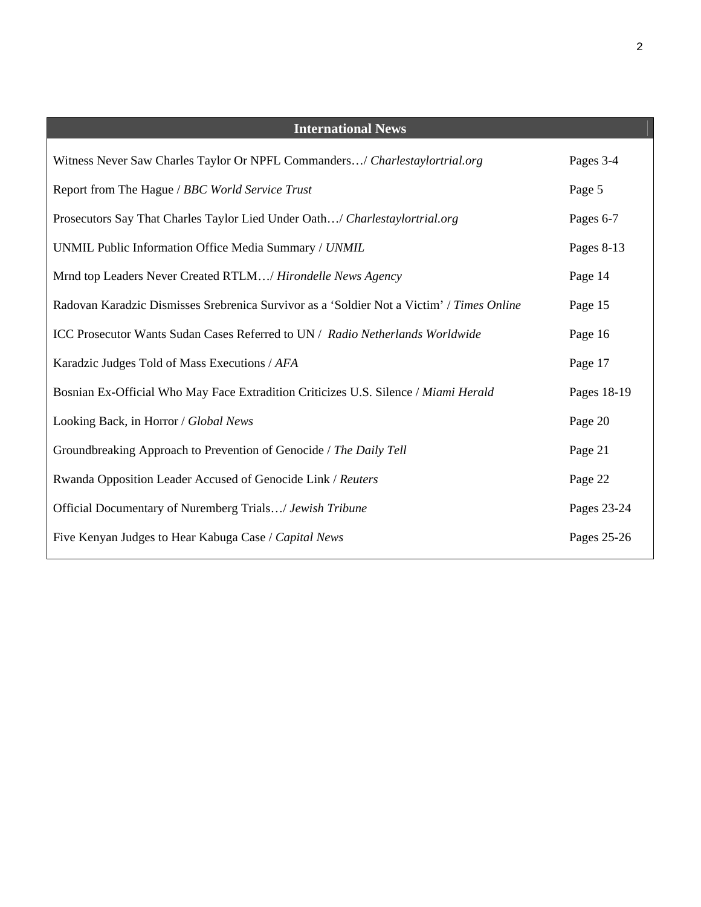| International News | |
|---|---|
| Witness Never Saw Charles Taylor Or NPFL Commanders…/ *Charlestaylortrial.org* | Pages 3-4 |
| Report from The Hague / *BBC World Service Trust* | Page 5 |
| Prosecutors Say That Charles Taylor Lied Under Oath…/ *Charlestaylortrial.org* | Pages 6-7 |
| UNMIL Public Information Office Media Summary / *UNMIL* | Pages 8-13 |
| Mrnd top Leaders Never Created RTLM…/ *Hirondelle News Agency* | Page 14 |
| Radovan Karadzic Dismisses Srebrenica Survivor as a 'Soldier Not a Victim' / *Times Online* | Page 15 |
| ICC Prosecutor Wants Sudan Cases Referred to UN / *Radio Netherlands Worldwide* | Page 16 |
| Karadzic Judges Told of Mass Executions / *AFA* | Page 17 |
| Bosnian Ex-Official Who May Face Extradition Criticizes U.S. Silence / *Miami Herald* | Pages 18-19 |
| Looking Back, in Horror / *Global News* | Page 20 |
| Groundbreaking Approach to Prevention of Genocide / *The Daily Tell* | Page 21 |
| Rwanda Opposition Leader Accused of Genocide Link / *Reuters* | Page 22 |
| Official Documentary of Nuremberg Trials…/ *Jewish Tribune* | Pages 23-24 |
| Five Kenyan Judges to Hear Kabuga Case / *Capital News* | Pages 25-26 |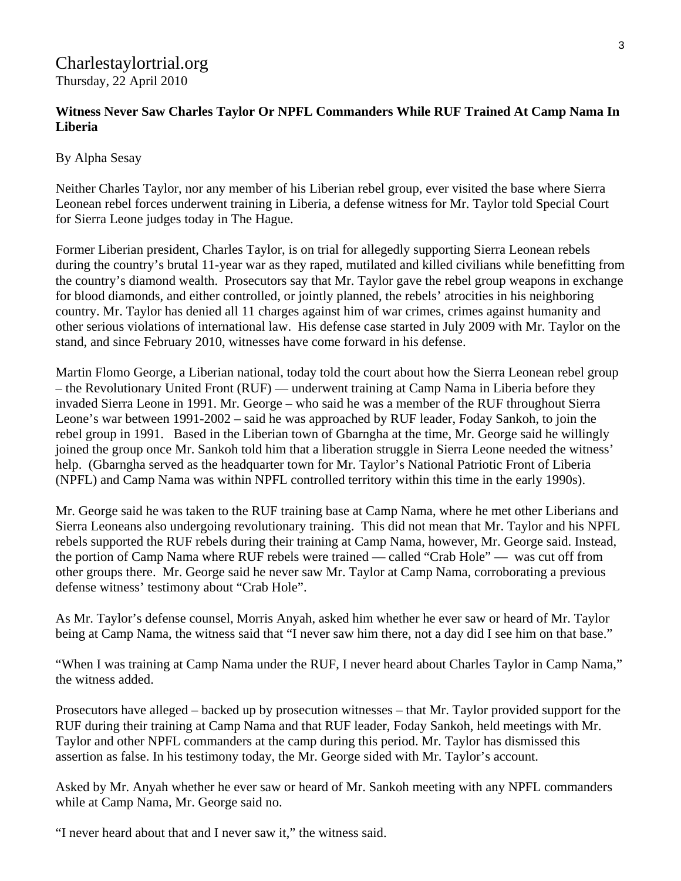Charlestaylortrial.org
Thursday, 22 April 2010

**Witness Never Saw Charles Taylor Or NPFL Commanders While RUF Trained At Camp Nama In Liberia**

By Alpha Sesay

Neither Charles Taylor, nor any member of his Liberian rebel group, ever visited the base where Sierra Leonean rebel forces underwent training in Liberia, a defense witness for Mr. Taylor told Special Court for Sierra Leone judges today in The Hague.

Former Liberian president, Charles Taylor, is on trial for allegedly supporting Sierra Leonean rebels during the country's brutal 11-year war as they raped, mutilated and killed civilians while benefitting from the country's diamond wealth. Prosecutors say that Mr. Taylor gave the rebel group weapons in exchange for blood diamonds, and either controlled, or jointly planned, the rebels' atrocities in his neighboring country. Mr. Taylor has denied all 11 charges against him of war crimes, crimes against humanity and other serious violations of international law. His defense case started in July 2009 with Mr. Taylor on the stand, and since February 2010, witnesses have come forward in his defense.

Martin Flomo George, a Liberian national, today told the court about how the Sierra Leonean rebel group – the Revolutionary United Front (RUF) — underwent training at Camp Nama in Liberia before they invaded Sierra Leone in 1991. Mr. George – who said he was a member of the RUF throughout Sierra Leone's war between 1991-2002 – said he was approached by RUF leader, Foday Sankoh, to join the rebel group in 1991. Based in the Liberian town of Gbarngha at the time, Mr. George said he willingly joined the group once Mr. Sankoh told him that a liberation struggle in Sierra Leone needed the witness' help. (Gbarngha served as the headquarter town for Mr. Taylor's National Patriotic Front of Liberia (NPFL) and Camp Nama was within NPFL controlled territory within this time in the early 1990s).

Mr. George said he was taken to the RUF training base at Camp Nama, where he met other Liberians and Sierra Leoneans also undergoing revolutionary training. This did not mean that Mr. Taylor and his NPFL rebels supported the RUF rebels during their training at Camp Nama, however, Mr. George said. Instead, the portion of Camp Nama where RUF rebels were trained — called "Crab Hole" — was cut off from other groups there. Mr. George said he never saw Mr. Taylor at Camp Nama, corroborating a previous defense witness' testimony about "Crab Hole".

As Mr. Taylor's defense counsel, Morris Anyah, asked him whether he ever saw or heard of Mr. Taylor being at Camp Nama, the witness said that "I never saw him there, not a day did I see him on that base."

"When I was training at Camp Nama under the RUF, I never heard about Charles Taylor in Camp Nama," the witness added.

Prosecutors have alleged – backed up by prosecution witnesses – that Mr. Taylor provided support for the RUF during their training at Camp Nama and that RUF leader, Foday Sankoh, held meetings with Mr. Taylor and other NPFL commanders at the camp during this period. Mr. Taylor has dismissed this assertion as false. In his testimony today, the Mr. George sided with Mr. Taylor's account.

Asked by Mr. Anyah whether he ever saw or heard of Mr. Sankoh meeting with any NPFL commanders while at Camp Nama, Mr. George said no.

"I never heard about that and I never saw it," the witness said.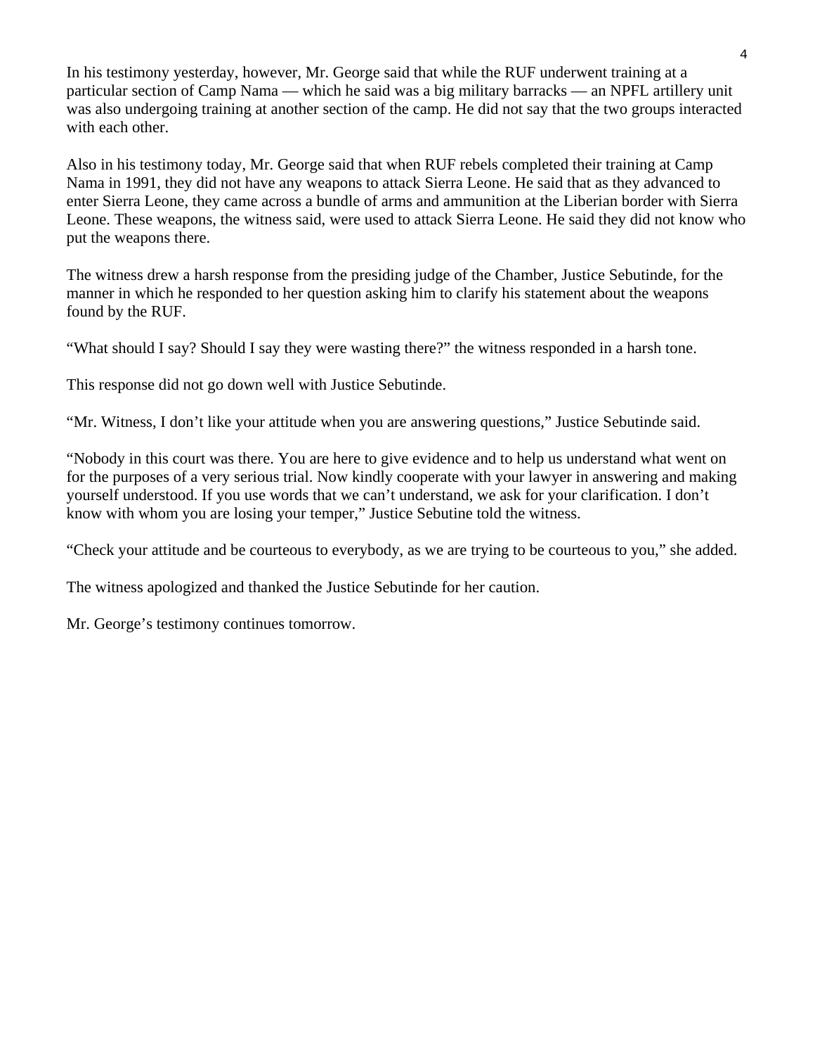In his testimony yesterday, however, Mr. George said that while the RUF underwent training at a particular section of Camp Nama — which he said was a big military barracks — an NPFL artillery unit was also undergoing training at another section of the camp. He did not say that the two groups interacted with each other.

Also in his testimony today, Mr. George said that when RUF rebels completed their training at Camp Nama in 1991, they did not have any weapons to attack Sierra Leone. He said that as they advanced to enter Sierra Leone, they came across a bundle of arms and ammunition at the Liberian border with Sierra Leone. These weapons, the witness said, were used to attack Sierra Leone. He said they did not know who put the weapons there.

The witness drew a harsh response from the presiding judge of the Chamber, Justice Sebutinde, for the manner in which he responded to her question asking him to clarify his statement about the weapons found by the RUF.

"What should I say? Should I say they were wasting there?" the witness responded in a harsh tone.

This response did not go down well with Justice Sebutinde.

"Mr. Witness, I don't like your attitude when you are answering questions," Justice Sebutinde said.

"Nobody in this court was there. You are here to give evidence and to help us understand what went on for the purposes of a very serious trial. Now kindly cooperate with your lawyer in answering and making yourself understood. If you use words that we can't understand, we ask for your clarification. I don't know with whom you are losing your temper," Justice Sebutine told the witness.

"Check your attitude and be courteous to everybody, as we are trying to be courteous to you," she added.

The witness apologized and thanked the Justice Sebutinde for her caution.

Mr. George's testimony continues tomorrow.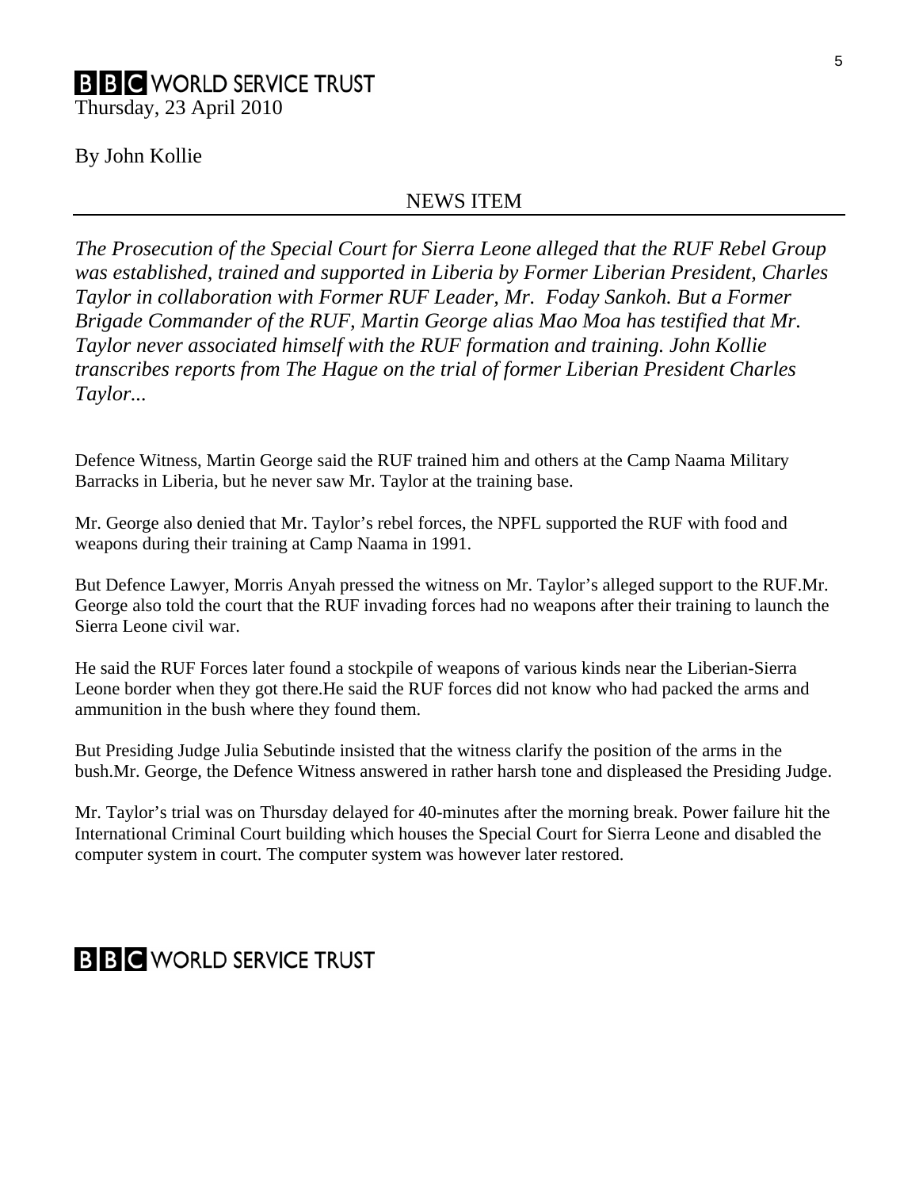**BBC WORLD SERVICE TRUST**

Thursday, 23 April 2010

By John Kollie

NEWS ITEM

---

*The Prosecution of the Special Court for Sierra Leone alleged that the RUF Rebel Group was established, trained and supported in Liberia by Former Liberian President, Charles Taylor in collaboration with Former RUF Leader, Mr. Foday Sankoh. But a Former Brigade Commander of the RUF, Martin George alias Mao Moa has testified that Mr. Taylor never associated himself with the RUF formation and training. John Kollie transcribes reports from The Hague on the trial of former Liberian President Charles Taylor...*

Defence Witness, Martin George said the RUF trained him and others at the Camp Naama Military Barracks in Liberia, but he never saw Mr. Taylor at the training base.

Mr. George also denied that Mr. Taylor's rebel forces, the NPFL supported the RUF with food and weapons during their training at Camp Naama in 1991.

But Defence Lawyer, Morris Anyah pressed the witness on Mr. Taylor's alleged support to the RUF.Mr. George also told the court that the RUF invading forces had no weapons after their training to launch the Sierra Leone civil war.

He said the RUF Forces later found a stockpile of weapons of various kinds near the Liberian-Sierra Leone border when they got there.He said the RUF forces did not know who had packed the arms and ammunition in the bush where they found them.

But Presiding Judge Julia Sebutinde insisted that the witness clarify the position of the arms in the bush.Mr. George, the Defence Witness answered in rather harsh tone and displeased the Presiding Judge.

Mr. Taylor's trial was on Thursday delayed for 40-minutes after the morning break. Power failure hit the International Criminal Court building which houses the Special Court for Sierra Leone and disabled the computer system in court. The computer system was however later restored.

**BBC WORLD SERVICE TRUST**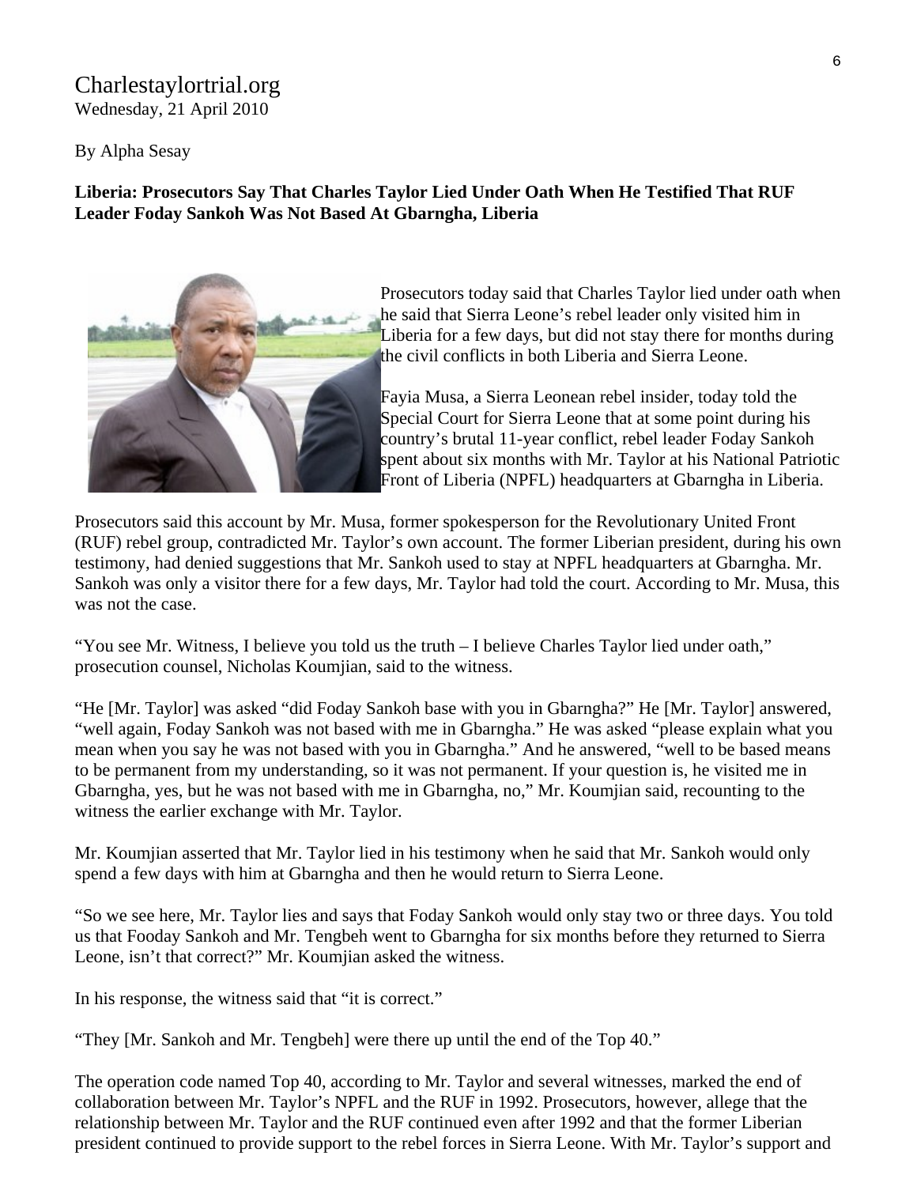Charlestaylortrial.org
Wednesday, 21 April 2010

By Alpha Sesay

**Liberia: Prosecutors Say That Charles Taylor Lied Under Oath When He Testified That RUF Leader Foday Sankoh Was Not Based At Gbarngha, Liberia**

Prosecutors today said that Charles Taylor lied under oath when he said that Sierra Leone's rebel leader only visited him in Liberia for a few days, but did not stay there for months during the civil conflicts in both Liberia and Sierra Leone.

Fayia Musa, a Sierra Leonean rebel insider, today told the Special Court for Sierra Leone that at some point during his country's brutal 11-year conflict, rebel leader Foday Sankoh spent about six months with Mr. Taylor at his National Patriotic Front of Liberia (NPFL) headquarters at Gbarngha in Liberia.

Prosecutors said this account by Mr. Musa, former spokesperson for the Revolutionary United Front (RUF) rebel group, contradicted Mr. Taylor's own account. The former Liberian president, during his own testimony, had denied suggestions that Mr. Sankoh used to stay at NPFL headquarters at Gbarngha. Mr. Sankoh was only a visitor there for a few days, Mr. Taylor had told the court. According to Mr. Musa, this was not the case.

"You see Mr. Witness, I believe you told us the truth – I believe Charles Taylor lied under oath," prosecution counsel, Nicholas Koumjian, said to the witness.

"He [Mr. Taylor] was asked "did Foday Sankoh base with you in Gbarngha?" He [Mr. Taylor] answered, "well again, Foday Sankoh was not based with me in Gbarngha." He was asked "please explain what you mean when you say he was not based with you in Gbarngha." And he answered, "well to be based means to be permanent from my understanding, so it was not permanent. If your question is, he visited me in Gbarngha, yes, but he was not based with me in Gbarngha, no," Mr. Koumjian said, recounting to the witness the earlier exchange with Mr. Taylor.

Mr. Koumjian asserted that Mr. Taylor lied in his testimony when he said that Mr. Sankoh would only spend a few days with him at Gbarngha and then he would return to Sierra Leone.

"So we see here, Mr. Taylor lies and says that Foday Sankoh would only stay two or three days. You told us that Fooday Sankoh and Mr. Tengbeh went to Gbarngha for six months before they returned to Sierra Leone, isn't that correct?" Mr. Koumjian asked the witness.

In his response, the witness said that "it is correct."

"They [Mr. Sankoh and Mr. Tengbeh] were there up until the end of the Top 40."

The operation code named Top 40, according to Mr. Taylor and several witnesses, marked the end of collaboration between Mr. Taylor's NPFL and the RUF in 1992. Prosecutors, however, allege that the relationship between Mr. Taylor and the RUF continued even after 1992 and that the former Liberian president continued to provide support to the rebel forces in Sierra Leone. With Mr. Taylor's support and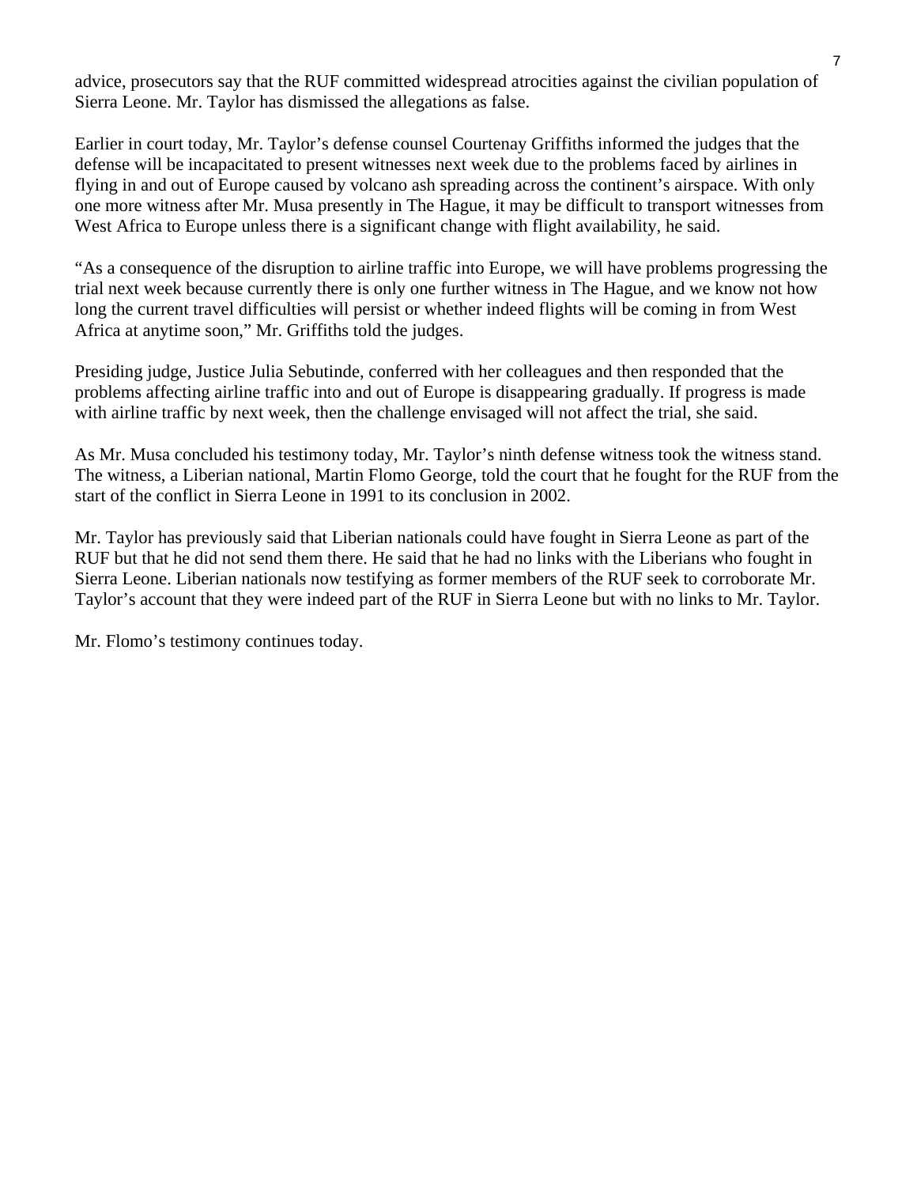advice, prosecutors say that the RUF committed widespread atrocities against the civilian population of Sierra Leone. Mr. Taylor has dismissed the allegations as false.

Earlier in court today, Mr. Taylor's defense counsel Courtenay Griffiths informed the judges that the defense will be incapacitated to present witnesses next week due to the problems faced by airlines in flying in and out of Europe caused by volcano ash spreading across the continent's airspace. With only one more witness after Mr. Musa presently in The Hague, it may be difficult to transport witnesses from West Africa to Europe unless there is a significant change with flight availability, he said.

"As a consequence of the disruption to airline traffic into Europe, we will have problems progressing the trial next week because currently there is only one further witness in The Hague, and we know not how long the current travel difficulties will persist or whether indeed flights will be coming in from West Africa at anytime soon," Mr. Griffiths told the judges.

Presiding judge, Justice Julia Sebutinde, conferred with her colleagues and then responded that the problems affecting airline traffic into and out of Europe is disappearing gradually. If progress is made with airline traffic by next week, then the challenge envisaged will not affect the trial, she said.

As Mr. Musa concluded his testimony today, Mr. Taylor's ninth defense witness took the witness stand. The witness, a Liberian national, Martin Flomo George, told the court that he fought for the RUF from the start of the conflict in Sierra Leone in 1991 to its conclusion in 2002.

Mr. Taylor has previously said that Liberian nationals could have fought in Sierra Leone as part of the RUF but that he did not send them there. He said that he had no links with the Liberians who fought in Sierra Leone. Liberian nationals now testifying as former members of the RUF seek to corroborate Mr. Taylor's account that they were indeed part of the RUF in Sierra Leone but with no links to Mr. Taylor.

Mr. Flomo's testimony continues today.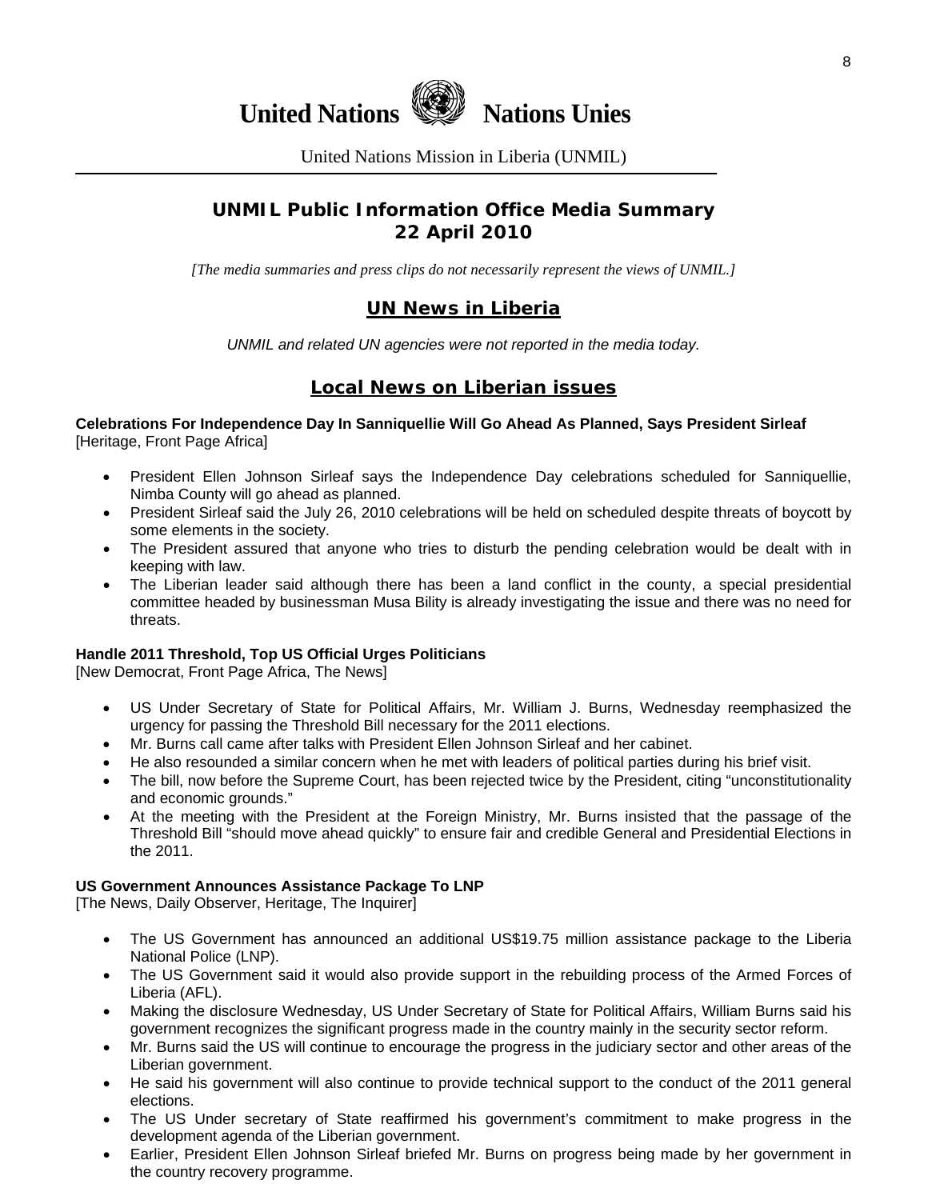# United Nations Nations Unies

United Nations Mission in Liberia (UNMIL)

## UNMIL Public Information Office Media Summary
## 22 April 2010

*[The media summaries and press clips do not necessarily represent the views of UNMIL.]*

## UN News in Liberia

*UNMIL and related UN agencies were not reported in the media today.*

## Local News on Liberian issues

**Celebrations For Independence Day In Sanniquellie Will Go Ahead As Planned, Says President Sirleaf**
[Heritage, Front Page Africa]

- President Ellen Johnson Sirleaf says the Independence Day celebrations scheduled for Sanniquellie, Nimba County will go ahead as planned.
- President Sirleaf said the July 26, 2010 celebrations will be held on scheduled despite threats of boycott by some elements in the society.
- The President assured that anyone who tries to disturb the pending celebration would be dealt with in keeping with law.
- The Liberian leader said although there has been a land conflict in the county, a special presidential committee headed by businessman Musa Bility is already investigating the issue and there was no need for threats.

**Handle 2011 Threshold, Top US Official Urges Politicians**
[New Democrat, Front Page Africa, The News]

- US Under Secretary of State for Political Affairs, Mr. William J. Burns, Wednesday reemphasized the urgency for passing the Threshold Bill necessary for the 2011 elections.
- Mr. Burns call came after talks with President Ellen Johnson Sirleaf and her cabinet.
- He also resounded a similar concern when he met with leaders of political parties during his brief visit.
- The bill, now before the Supreme Court, has been rejected twice by the President, citing "unconstitutionality and economic grounds."
- At the meeting with the President at the Foreign Ministry, Mr. Burns insisted that the passage of the Threshold Bill "should move ahead quickly" to ensure fair and credible General and Presidential Elections in the 2011.

**US Government Announces Assistance Package To LNP**
[The News, Daily Observer, Heritage, The Inquirer]

- The US Government has announced an additional US$19.75 million assistance package to the Liberia National Police (LNP).
- The US Government said it would also provide support in the rebuilding process of the Armed Forces of Liberia (AFL).
- Making the disclosure Wednesday, US Under Secretary of State for Political Affairs, William Burns said his government recognizes the significant progress made in the country mainly in the security sector reform.
- Mr. Burns said the US will continue to encourage the progress in the judiciary sector and other areas of the Liberian government.
- He said his government will also continue to provide technical support to the conduct of the 2011 general elections.
- The US Under secretary of State reaffirmed his government's commitment to make progress in the development agenda of the Liberian government.
- Earlier, President Ellen Johnson Sirleaf briefed Mr. Burns on progress being made by her government in the country recovery programme.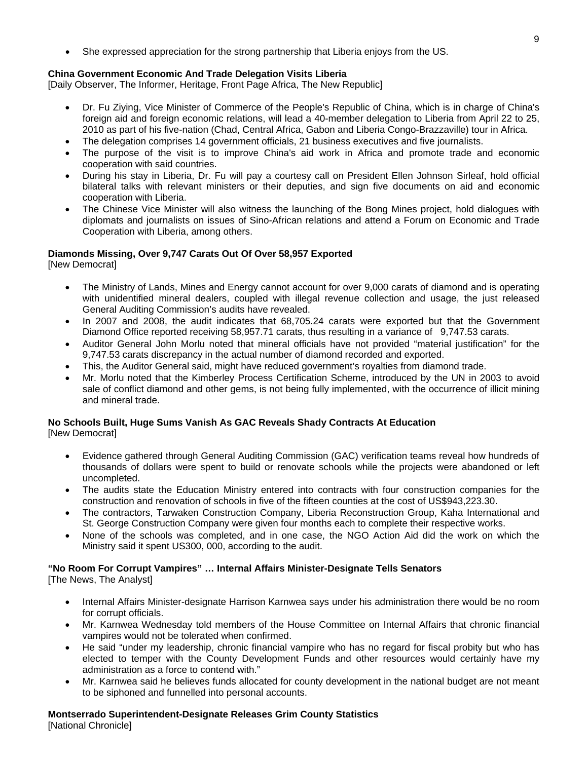- She expressed appreciation for the strong partnership that Liberia enjoys from the US.

**China Government Economic And Trade Delegation Visits Liberia**
[Daily Observer, The Informer, Heritage, Front Page Africa, The New Republic]

- Dr. Fu Ziying, Vice Minister of Commerce of the People's Republic of China, which is in charge of China's foreign aid and foreign economic relations, will lead a 40-member delegation to Liberia from April 22 to 25, 2010 as part of his five-nation (Chad, Central Africa, Gabon and Liberia Congo-Brazzaville) tour in Africa.
- The delegation comprises 14 government officials, 21 business executives and five journalists.
- The purpose of the visit is to improve China's aid work in Africa and promote trade and economic cooperation with said countries.
- During his stay in Liberia, Dr. Fu will pay a courtesy call on President Ellen Johnson Sirleaf, hold official bilateral talks with relevant ministers or their deputies, and sign five documents on aid and economic cooperation with Liberia.
- The Chinese Vice Minister will also witness the launching of the Bong Mines project, hold dialogues with diplomats and journalists on issues of Sino-African relations and attend a Forum on Economic and Trade Cooperation with Liberia, among others.

**Diamonds Missing, Over 9,747 Carats Out Of Over 58,957 Exported**
[New Democrat]

- The Ministry of Lands, Mines and Energy cannot account for over 9,000 carats of diamond and is operating with unidentified mineral dealers, coupled with illegal revenue collection and usage, the just released General Auditing Commission's audits have revealed.
- In 2007 and 2008, the audit indicates that 68,705.24 carats were exported but that the Government Diamond Office reported receiving 58,957.71 carats, thus resulting in a variance of 9,747.53 carats.
- Auditor General John Morlu noted that mineral officials have not provided "material justification" for the 9,747.53 carats discrepancy in the actual number of diamond recorded and exported.
- This, the Auditor General said, might have reduced government's royalties from diamond trade.
- Mr. Morlu noted that the Kimberley Process Certification Scheme, introduced by the UN in 2003 to avoid sale of conflict diamond and other gems, is not being fully implemented, with the occurrence of illicit mining and mineral trade.

**No Schools Built, Huge Sums Vanish As GAC Reveals Shady Contracts At Education**
[New Democrat]

- Evidence gathered through General Auditing Commission (GAC) verification teams reveal how hundreds of thousands of dollars were spent to build or renovate schools while the projects were abandoned or left uncompleted.
- The audits state the Education Ministry entered into contracts with four construction companies for the construction and renovation of schools in five of the fifteen counties at the cost of US$943,223.30.
- The contractors, Tarwaken Construction Company, Liberia Reconstruction Group, Kaha International and St. George Construction Company were given four months each to complete their respective works.
- None of the schools was completed, and in one case, the NGO Action Aid did the work on which the Ministry said it spent US300, 000, according to the audit.

**"No Room For Corrupt Vampires" … Internal Affairs Minister-Designate Tells Senators**
[The News, The Analyst]

- Internal Affairs Minister-designate Harrison Karnwea says under his administration there would be no room for corrupt officials.
- Mr. Karnwea Wednesday told members of the House Committee on Internal Affairs that chronic financial vampires would not be tolerated when confirmed.
- He said "under my leadership, chronic financial vampire who has no regard for fiscal probity but who has elected to temper with the County Development Funds and other resources would certainly have my administration as a force to contend with."
- Mr. Karnwea said he believes funds allocated for county development in the national budget are not meant to be siphoned and funnelled into personal accounts.

**Montserrado Superintendent-Designate Releases Grim County Statistics**
[National Chronicle]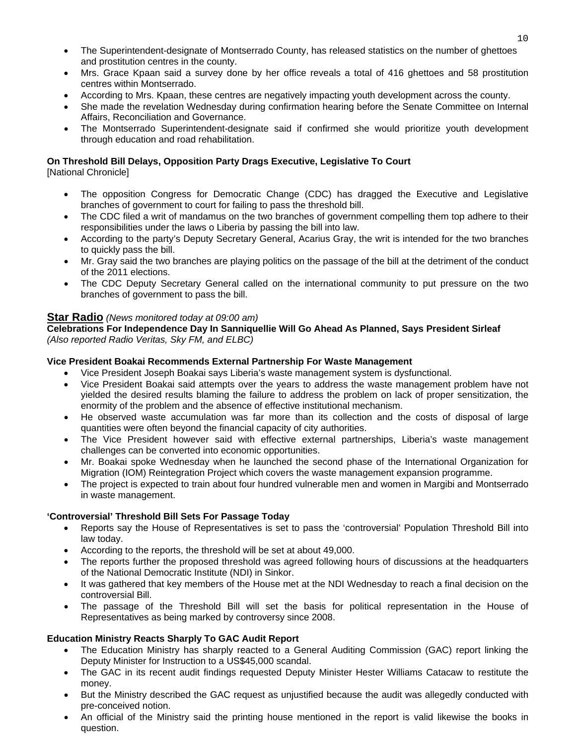- The Superintendent-designate of Montserrado County, has released statistics on the number of ghettoes and prostitution centres in the county.
- Mrs. Grace Kpaan said a survey done by her office reveals a total of 416 ghettoes and 58 prostitution centres within Montserrado.
- According to Mrs. Kpaan, these centres are negatively impacting youth development across the county.
- She made the revelation Wednesday during confirmation hearing before the Senate Committee on Internal Affairs, Reconciliation and Governance.
- The Montserrado Superintendent-designate said if confirmed she would prioritize youth development through education and road rehabilitation.

**On Threshold Bill Delays, Opposition Party Drags Executive, Legislative To Court**
[National Chronicle]

- The opposition Congress for Democratic Change (CDC) has dragged the Executive and Legislative branches of government to court for failing to pass the threshold bill.
- The CDC filed a writ of mandamus on the two branches of government compelling them top adhere to their responsibilities under the laws o Liberia by passing the bill into law.
- According to the party's Deputy Secretary General, Acarius Gray, the writ is intended for the two branches to quickly pass the bill.
- Mr. Gray said the two branches are playing politics on the passage of the bill at the detriment of the conduct of the 2011 elections.
- The CDC Deputy Secretary General called on the international community to put pressure on the two branches of government to pass the bill.

## Star Radio *(News monitored today at 09:00 am)*

**Celebrations For Independence Day In Sanniquellie Will Go Ahead As Planned, Says President Sirleaf**
*(Also reported Radio Veritas, Sky FM, and ELBC)*

**Vice President Boakai Recommends External Partnership For Waste Management**

- Vice President Joseph Boakai says Liberia's waste management system is dysfunctional.
- Vice President Boakai said attempts over the years to address the waste management problem have not yielded the desired results blaming the failure to address the problem on lack of proper sensitization, the enormity of the problem and the absence of effective institutional mechanism.
- He observed waste accumulation was far more than its collection and the costs of disposal of large quantities were often beyond the financial capacity of city authorities.
- The Vice President however said with effective external partnerships, Liberia's waste management challenges can be converted into economic opportunities.
- Mr. Boakai spoke Wednesday when he launched the second phase of the International Organization for Migration (IOM) Reintegration Project which covers the waste management expansion programme.
- The project is expected to train about four hundred vulnerable men and women in Margibi and Montserrado in waste management.

**'Controversial' Threshold Bill Sets For Passage Today**

- Reports say the House of Representatives is set to pass the 'controversial' Population Threshold Bill into law today.
- According to the reports, the threshold will be set at about 49,000.
- The reports further the proposed threshold was agreed following hours of discussions at the headquarters of the National Democratic Institute (NDI) in Sinkor.
- It was gathered that key members of the House met at the NDI Wednesday to reach a final decision on the controversial Bill.
- The passage of the Threshold Bill will set the basis for political representation in the House of Representatives as being marked by controversy since 2008.

**Education Ministry Reacts Sharply To GAC Audit Report**

- The Education Ministry has sharply reacted to a General Auditing Commission (GAC) report linking the Deputy Minister for Instruction to a US$45,000 scandal.
- The GAC in its recent audit findings requested Deputy Minister Hester Williams Catacaw to restitute the money.
- But the Ministry described the GAC request as unjustified because the audit was allegedly conducted with pre-conceived notion.
- An official of the Ministry said the printing house mentioned in the report is valid likewise the books in question.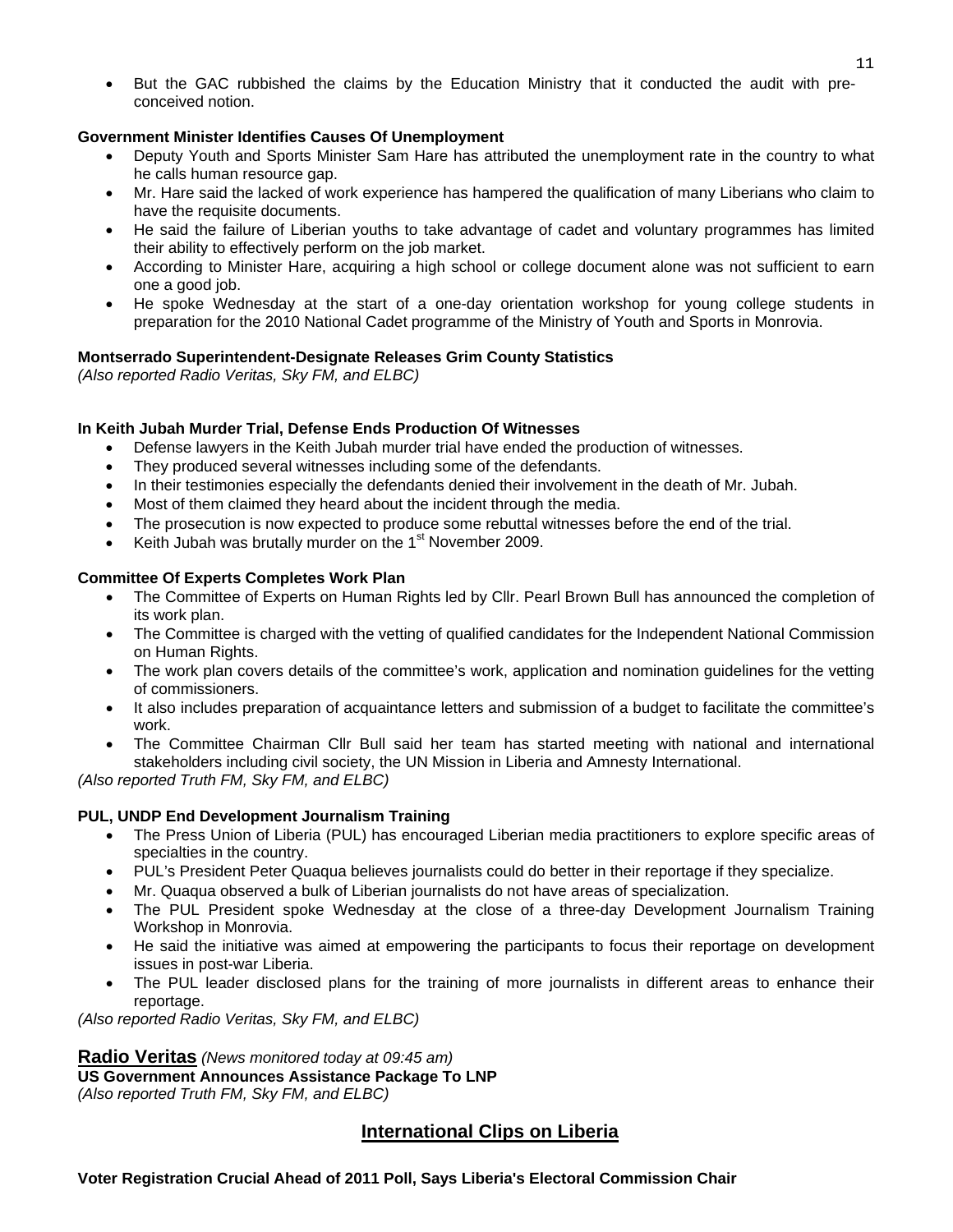- But the GAC rubbished the claims by the Education Ministry that it conducted the audit with pre-conceived notion.

**Government Minister Identifies Causes Of Unemployment**

- Deputy Youth and Sports Minister Sam Hare has attributed the unemployment rate in the country to what he calls human resource gap.
- Mr. Hare said the lacked of work experience has hampered the qualification of many Liberians who claim to have the requisite documents.
- He said the failure of Liberian youths to take advantage of cadet and voluntary programmes has limited their ability to effectively perform on the job market.
- According to Minister Hare, acquiring a high school or college document alone was not sufficient to earn one a good job.
- He spoke Wednesday at the start of a one-day orientation workshop for young college students in preparation for the 2010 National Cadet programme of the Ministry of Youth and Sports in Monrovia.

**Montserrado Superintendent-Designate Releases Grim County Statistics**
*(Also reported Radio Veritas, Sky FM, and ELBC)*

**In Keith Jubah Murder Trial, Defense Ends Production Of Witnesses**

- Defense lawyers in the Keith Jubah murder trial have ended the production of witnesses.
- They produced several witnesses including some of the defendants.
- In their testimonies especially the defendants denied their involvement in the death of Mr. Jubah.
- Most of them claimed they heard about the incident through the media.
- The prosecution is now expected to produce some rebuttal witnesses before the end of the trial.
- Keith Jubah was brutally murder on the 1st November 2009.

**Committee Of Experts Completes Work Plan**

- The Committee of Experts on Human Rights led by Cllr. Pearl Brown Bull has announced the completion of its work plan.
- The Committee is charged with the vetting of qualified candidates for the Independent National Commission on Human Rights.
- The work plan covers details of the committee's work, application and nomination guidelines for the vetting of commissioners.
- It also includes preparation of acquaintance letters and submission of a budget to facilitate the committee's work.
- The Committee Chairman Cllr Bull said her team has started meeting with national and international stakeholders including civil society, the UN Mission in Liberia and Amnesty International.

*(Also reported Truth FM, Sky FM, and ELBC)*

**PUL, UNDP End Development Journalism Training**

- The Press Union of Liberia (PUL) has encouraged Liberian media practitioners to explore specific areas of specialties in the country.
- PUL's President Peter Quaqua believes journalists could do better in their reportage if they specialize.
- Mr. Quaqua observed a bulk of Liberian journalists do not have areas of specialization.
- The PUL President spoke Wednesday at the close of a three-day Development Journalism Training Workshop in Monrovia.
- He said the initiative was aimed at empowering the participants to focus their reportage on development issues in post-war Liberia.
- The PUL leader disclosed plans for the training of more journalists in different areas to enhance their reportage.

*(Also reported Radio Veritas, Sky FM, and ELBC)*

## Radio Veritas *(News monitored today at 09:45 am)*

**US Government Announces Assistance Package To LNP**
*(Also reported Truth FM, Sky FM, and ELBC)*

## International Clips on Liberia

**Voter Registration Crucial Ahead of 2011 Poll, Says Liberia's Electoral Commission Chair**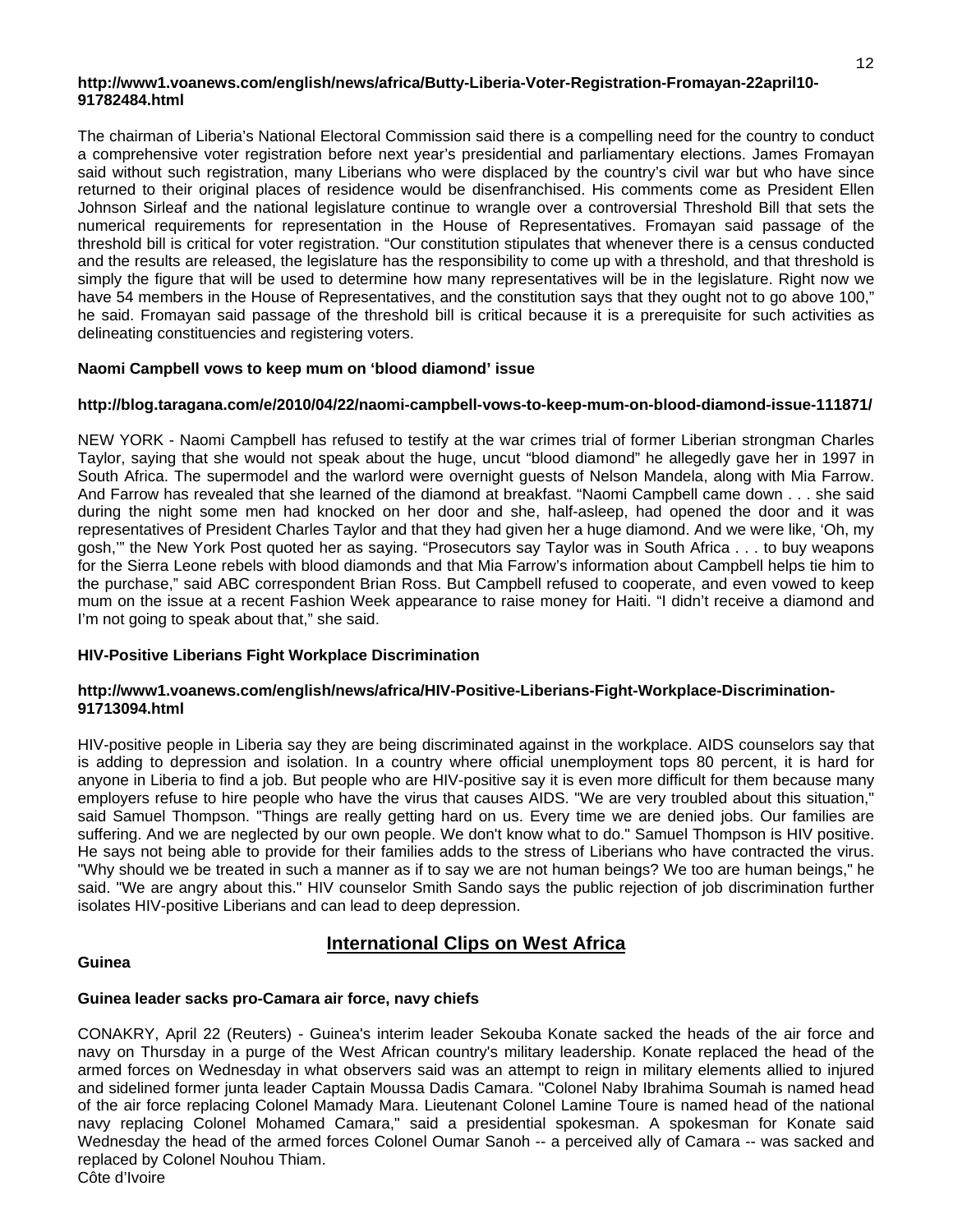**http://www1.voanews.com/english/news/africa/Butty-Liberia-Voter-Registration-Fromayan-22april10-91782484.html**

The chairman of Liberia's National Electoral Commission said there is a compelling need for the country to conduct a comprehensive voter registration before next year's presidential and parliamentary elections. James Fromayan said without such registration, many Liberians who were displaced by the country's civil war but who have since returned to their original places of residence would be disenfranchised. His comments come as President Ellen Johnson Sirleaf and the national legislature continue to wrangle over a controversial Threshold Bill that sets the numerical requirements for representation in the House of Representatives. Fromayan said passage of the threshold bill is critical for voter registration. "Our constitution stipulates that whenever there is a census conducted and the results are released, the legislature has the responsibility to come up with a threshold, and that threshold is simply the figure that will be used to determine how many representatives will be in the legislature. Right now we have 54 members in the House of Representatives, and the constitution says that they ought not to go above 100," he said. Fromayan said passage of the threshold bill is critical because it is a prerequisite for such activities as delineating constituencies and registering voters.

**Naomi Campbell vows to keep mum on 'blood diamond' issue**

**http://blog.taragana.com/e/2010/04/22/naomi-campbell-vows-to-keep-mum-on-blood-diamond-issue-111871/**

NEW YORK - Naomi Campbell has refused to testify at the war crimes trial of former Liberian strongman Charles Taylor, saying that she would not speak about the huge, uncut "blood diamond" he allegedly gave her in 1997 in South Africa. The supermodel and the warlord were overnight guests of Nelson Mandela, along with Mia Farrow. And Farrow has revealed that she learned of the diamond at breakfast. "Naomi Campbell came down . . . she said during the night some men had knocked on her door and she, half-asleep, had opened the door and it was representatives of President Charles Taylor and that they had given her a huge diamond. And we were like, 'Oh, my gosh,'" the New York Post quoted her as saying. "Prosecutors say Taylor was in South Africa . . . to buy weapons for the Sierra Leone rebels with blood diamonds and that Mia Farrow's information about Campbell helps tie him to the purchase," said ABC correspondent Brian Ross. But Campbell refused to cooperate, and even vowed to keep mum on the issue at a recent Fashion Week appearance to raise money for Haiti. "I didn't receive a diamond and I'm not going to speak about that," she said.

**HIV-Positive Liberians Fight Workplace Discrimination**

**http://www1.voanews.com/english/news/africa/HIV-Positive-Liberians-Fight-Workplace-Discrimination-91713094.html**

HIV-positive people in Liberia say they are being discriminated against in the workplace. AIDS counselors say that is adding to depression and isolation. In a country where official unemployment tops 80 percent, it is hard for anyone in Liberia to find a job. But people who are HIV-positive say it is even more difficult for them because many employers refuse to hire people who have the virus that causes AIDS. "We are very troubled about this situation," said Samuel Thompson. "Things are really getting hard on us. Every time we are denied jobs. Our families are suffering. And we are neglected by our own people. We don't know what to do." Samuel Thompson is HIV positive. He says not being able to provide for their families adds to the stress of Liberians who have contracted the virus. "Why should we be treated in such a manner as if to say we are not human beings? We too are human beings," he said. "We are angry about this." HIV counselor Smith Sando says the public rejection of job discrimination further isolates HIV-positive Liberians and can lead to deep depression.

## International Clips on West Africa

**Guinea**

**Guinea leader sacks pro-Camara air force, navy chiefs**

CONAKRY, April 22 (Reuters) - Guinea's interim leader Sekouba Konate sacked the heads of the air force and navy on Thursday in a purge of the West African country's military leadership. Konate replaced the head of the armed forces on Wednesday in what observers said was an attempt to reign in military elements allied to injured and sidelined former junta leader Captain Moussa Dadis Camara. "Colonel Naby Ibrahima Soumah is named head of the air force replacing Colonel Mamady Mara. Lieutenant Colonel Lamine Toure is named head of the national navy replacing Colonel Mohamed Camara," said a presidential spokesman. A spokesman for Konate said Wednesday the head of the armed forces Colonel Oumar Sanoh -- a perceived ally of Camara -- was sacked and replaced by Colonel Nouhou Thiam.

Côte d'Ivoire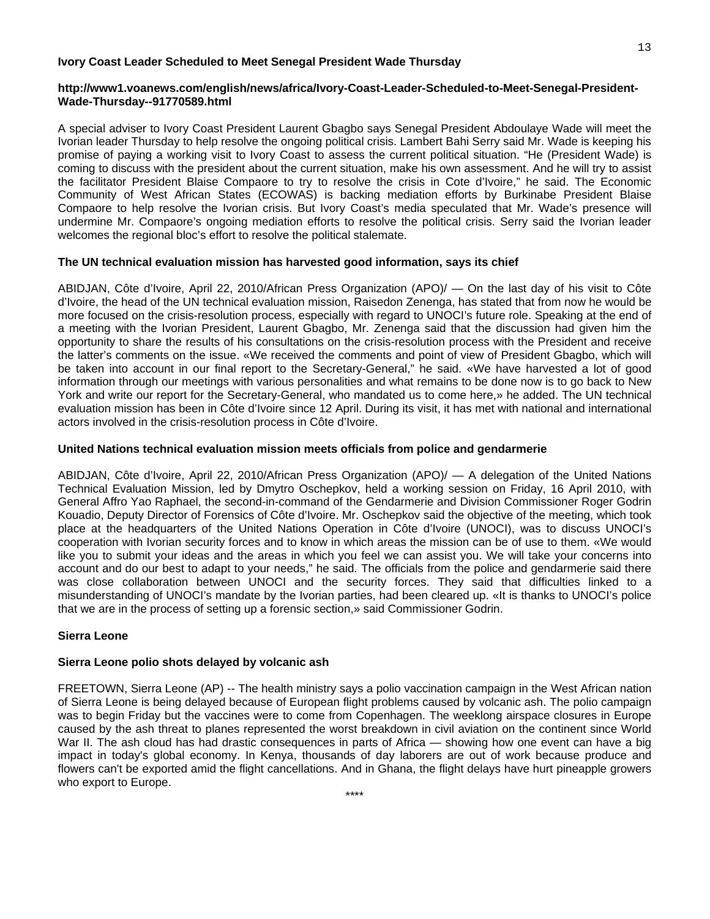**Ivory Coast Leader Scheduled to Meet Senegal President Wade Thursday**

**http://www1.voanews.com/english/news/africa/Ivory-Coast-Leader-Scheduled-to-Meet-Senegal-President-Wade-Thursday--91770589.html**

A special adviser to Ivory Coast President Laurent Gbagbo says Senegal President Abdoulaye Wade will meet the Ivorian leader Thursday to help resolve the ongoing political crisis. Lambert Bahi Serry said Mr. Wade is keeping his promise of paying a working visit to Ivory Coast to assess the current political situation. "He (President Wade) is coming to discuss with the president about the current situation, make his own assessment. And he will try to assist the facilitator President Blaise Compaore to try to resolve the crisis in Cote d'Ivoire," he said. The Economic Community of West African States (ECOWAS) is backing mediation efforts by Burkinabe President Blaise Compaore to help resolve the Ivorian crisis. But Ivory Coast's media speculated that Mr. Wade's presence will undermine Mr. Compaore's ongoing mediation efforts to resolve the political crisis. Serry said the Ivorian leader welcomes the regional bloc's effort to resolve the political stalemate.

**The UN technical evaluation mission has harvested good information, says its chief**

ABIDJAN, Côte d'Ivoire, April 22, 2010/African Press Organization (APO)/ — On the last day of his visit to Côte d'Ivoire, the head of the UN technical evaluation mission, Raisedon Zenenga, has stated that from now he would be more focused on the crisis-resolution process, especially with regard to UNOCI's future role. Speaking at the end of a meeting with the Ivorian President, Laurent Gbagbo, Mr. Zenenga said that the discussion had given him the opportunity to share the results of his consultations on the crisis-resolution process with the President and receive the latter's comments on the issue. «We received the comments and point of view of President Gbagbo, which will be taken into account in our final report to the Secretary-General," he said. «We have harvested a lot of good information through our meetings with various personalities and what remains to be done now is to go back to New York and write our report for the Secretary-General, who mandated us to come here,» he added. The UN technical evaluation mission has been in Côte d'Ivoire since 12 April. During its visit, it has met with national and international actors involved in the crisis-resolution process in Côte d'Ivoire.

**United Nations technical evaluation mission meets officials from police and gendarmerie**

ABIDJAN, Côte d'Ivoire, April 22, 2010/African Press Organization (APO)/ — A delegation of the United Nations Technical Evaluation Mission, led by Dmytro Oschepkov, held a working session on Friday, 16 April 2010, with General Affro Yao Raphael, the second-in-command of the Gendarmerie and Division Commissioner Roger Godrin Kouadio, Deputy Director of Forensics of Côte d'Ivoire. Mr. Oschepkov said the objective of the meeting, which took place at the headquarters of the United Nations Operation in Côte d'Ivoire (UNOCI), was to discuss UNOCI's cooperation with Ivorian security forces and to know in which areas the mission can be of use to them. «We would like you to submit your ideas and the areas in which you feel we can assist you. We will take your concerns into account and do our best to adapt to your needs," he said. The officials from the police and gendarmerie said there was close collaboration between UNOCI and the security forces. They said that difficulties linked to a misunderstanding of UNOCI's mandate by the Ivorian parties, had been cleared up. «It is thanks to UNOCI's police that we are in the process of setting up a forensic section,» said Commissioner Godrin.

**Sierra Leone**

**Sierra Leone polio shots delayed by volcanic ash**

FREETOWN, Sierra Leone (AP) -- The health ministry says a polio vaccination campaign in the West African nation of Sierra Leone is being delayed because of European flight problems caused by volcanic ash. The polio campaign was to begin Friday but the vaccines were to come from Copenhagen. The weeklong airspace closures in Europe caused by the ash threat to planes represented the worst breakdown in civil aviation on the continent since World War II. The ash cloud has had drastic consequences in parts of Africa — showing how one event can have a big impact in today's global economy. In Kenya, thousands of day laborers are out of work because produce and flowers can't be exported amid the flight cancellations. And in Ghana, the flight delays have hurt pineapple growers who export to Europe.

****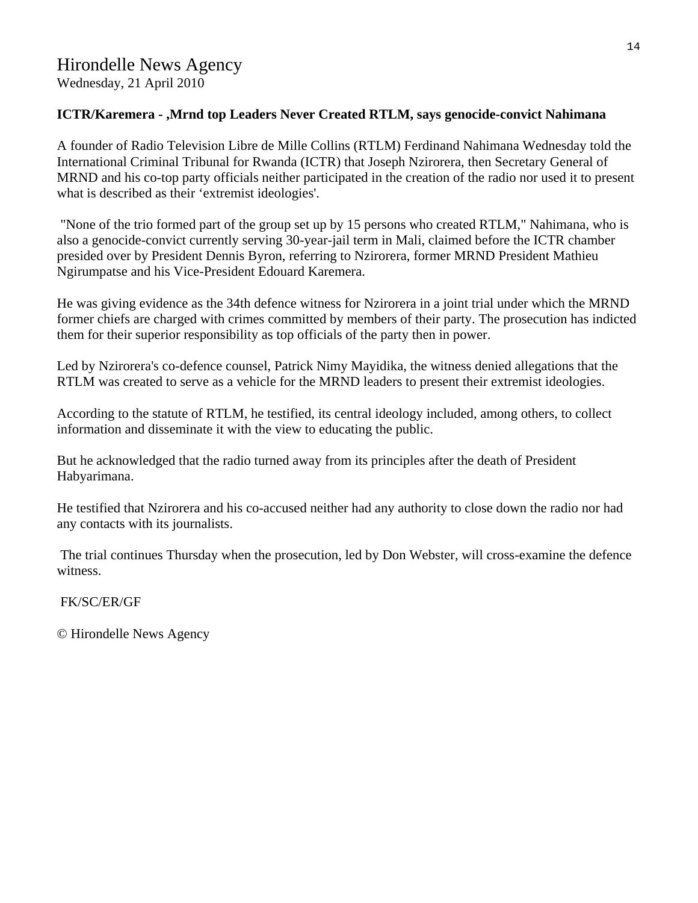# Hirondelle News Agency

Wednesday, 21 April 2010

**ICTR/Karemera - ,Mrnd top Leaders Never Created RTLM, says genocide-convict Nahimana**

A founder of Radio Television Libre de Mille Collins (RTLM) Ferdinand Nahimana Wednesday told the International Criminal Tribunal for Rwanda (ICTR) that Joseph Nzirorera, then Secretary General of MRND and his co-top party officials neither participated in the creation of the radio nor used it to present what is described as their 'extremist ideologies'.

"None of the trio formed part of the group set up by 15 persons who created RTLM," Nahimana, who is also a genocide-convict currently serving 30-year-jail term in Mali, claimed before the ICTR chamber presided over by President Dennis Byron, referring to Nzirorera, former MRND President Mathieu Ngirumpatse and his Vice-President Edouard Karemera.

He was giving evidence as the 34th defence witness for Nzirorera in a joint trial under which the MRND former chiefs are charged with crimes committed by members of their party. The prosecution has indicted them for their superior responsibility as top officials of the party then in power.

Led by Nzirorera's co-defence counsel, Patrick Nimy Mayidika, the witness denied allegations that the RTLM was created to serve as a vehicle for the MRND leaders to present their extremist ideologies.

According to the statute of RTLM, he testified, its central ideology included, among others, to collect information and disseminate it with the view to educating the public.

But he acknowledged that the radio turned away from its principles after the death of President Habyarimana.

He testified that Nzirorera and his co-accused neither had any authority to close down the radio nor had any contacts with its journalists.

The trial continues Thursday when the prosecution, led by Don Webster, will cross-examine the defence witness.

FK/SC/ER/GF

© Hirondelle News Agency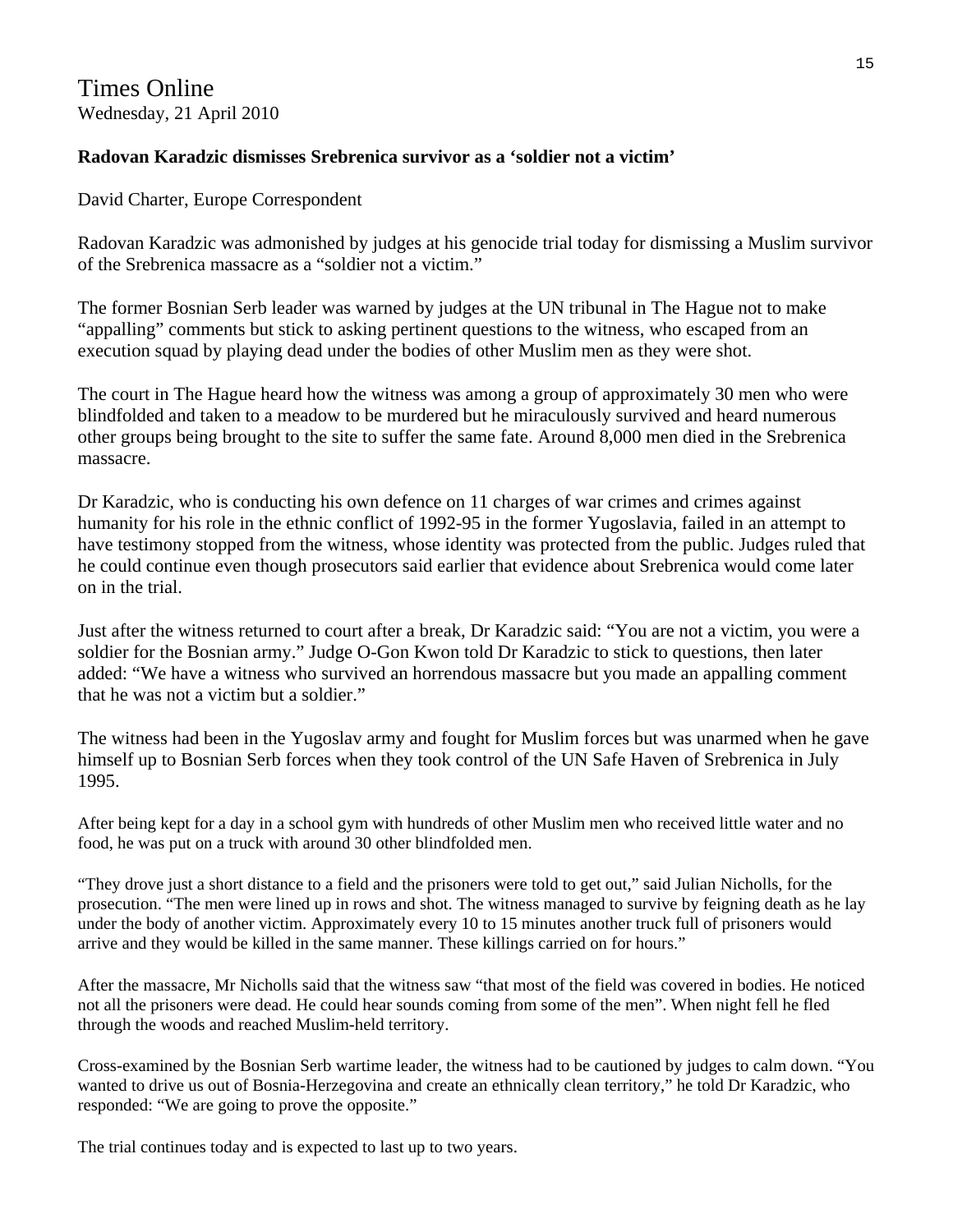Times Online
Wednesday, 21 April 2010

**Radovan Karadzic dismisses Srebrenica survivor as a 'soldier not a victim'**

David Charter, Europe Correspondent

Radovan Karadzic was admonished by judges at his genocide trial today for dismissing a Muslim survivor of the Srebrenica massacre as a "soldier not a victim."

The former Bosnian Serb leader was warned by judges at the UN tribunal in The Hague not to make "appalling" comments but stick to asking pertinent questions to the witness, who escaped from an execution squad by playing dead under the bodies of other Muslim men as they were shot.

The court in The Hague heard how the witness was among a group of approximately 30 men who were blindfolded and taken to a meadow to be murdered but he miraculously survived and heard numerous other groups being brought to the site to suffer the same fate. Around 8,000 men died in the Srebrenica massacre.

Dr Karadzic, who is conducting his own defence on 11 charges of war crimes and crimes against humanity for his role in the ethnic conflict of 1992-95 in the former Yugoslavia, failed in an attempt to have testimony stopped from the witness, whose identity was protected from the public. Judges ruled that he could continue even though prosecutors said earlier that evidence about Srebrenica would come later on in the trial.

Just after the witness returned to court after a break, Dr Karadzic said: "You are not a victim, you were a soldier for the Bosnian army." Judge O-Gon Kwon told Dr Karadzic to stick to questions, then later added: "We have a witness who survived an horrendous massacre but you made an appalling comment that he was not a victim but a soldier."

The witness had been in the Yugoslav army and fought for Muslim forces but was unarmed when he gave himself up to Bosnian Serb forces when they took control of the UN Safe Haven of Srebrenica in July 1995.

After being kept for a day in a school gym with hundreds of other Muslim men who received little water and no food, he was put on a truck with around 30 other blindfolded men.

"They drove just a short distance to a field and the prisoners were told to get out," said Julian Nicholls, for the prosecution. "The men were lined up in rows and shot. The witness managed to survive by feigning death as he lay under the body of another victim. Approximately every 10 to 15 minutes another truck full of prisoners would arrive and they would be killed in the same manner. These killings carried on for hours."

After the massacre, Mr Nicholls said that the witness saw "that most of the field was covered in bodies. He noticed not all the prisoners were dead. He could hear sounds coming from some of the men". When night fell he fled through the woods and reached Muslim-held territory.

Cross-examined by the Bosnian Serb wartime leader, the witness had to be cautioned by judges to calm down. "You wanted to drive us out of Bosnia-Herzegovina and create an ethnically clean territory," he told Dr Karadzic, who responded: "We are going to prove the opposite."

The trial continues today and is expected to last up to two years.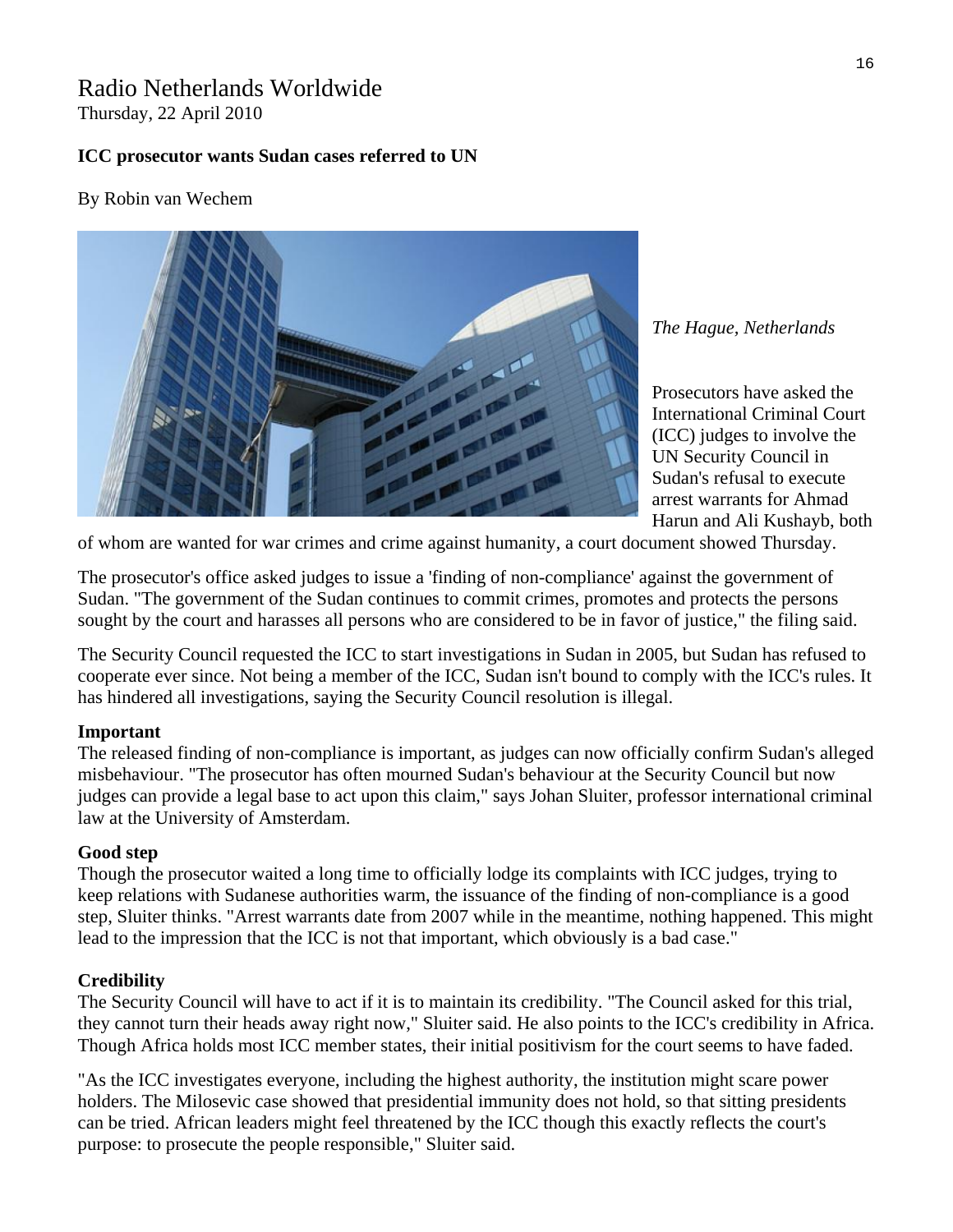# Radio Netherlands Worldwide

Thursday, 22 April 2010

**ICC prosecutor wants Sudan cases referred to UN**

By Robin van Wechem

*The Hague, Netherlands*

Prosecutors have asked the International Criminal Court (ICC) judges to involve the UN Security Council in Sudan's refusal to execute arrest warrants for Ahmad Harun and Ali Kushayb, both of whom are wanted for war crimes and crime against humanity, a court document showed Thursday.

The prosecutor's office asked judges to issue a 'finding of non-compliance' against the government of Sudan. "The government of the Sudan continues to commit crimes, promotes and protects the persons sought by the court and harasses all persons who are considered to be in favor of justice," the filing said.

The Security Council requested the ICC to start investigations in Sudan in 2005, but Sudan has refused to cooperate ever since. Not being a member of the ICC, Sudan isn't bound to comply with the ICC's rules. It has hindered all investigations, saying the Security Council resolution is illegal.

**Important**

The released finding of non-compliance is important, as judges can now officially confirm Sudan's alleged misbehaviour. "The prosecutor has often mourned Sudan's behaviour at the Security Council but now judges can provide a legal base to act upon this claim," says Johan Sluiter, professor international criminal law at the University of Amsterdam.

**Good step**

Though the prosecutor waited a long time to officially lodge its complaints with ICC judges, trying to keep relations with Sudanese authorities warm, the issuance of the finding of non-compliance is a good step, Sluiter thinks. "Arrest warrants date from 2007 while in the meantime, nothing happened. This might lead to the impression that the ICC is not that important, which obviously is a bad case."

**Credibility**

The Security Council will have to act if it is to maintain its credibility. "The Council asked for this trial, they cannot turn their heads away right now," Sluiter said. He also points to the ICC's credibility in Africa. Though Africa holds most ICC member states, their initial positivism for the court seems to have faded.

"As the ICC investigates everyone, including the highest authority, the institution might scare power holders. The Milosevic case showed that presidential immunity does not hold, so that sitting presidents can be tried. African leaders might feel threatened by the ICC though this exactly reflects the court's purpose: to prosecute the people responsible," Sluiter said.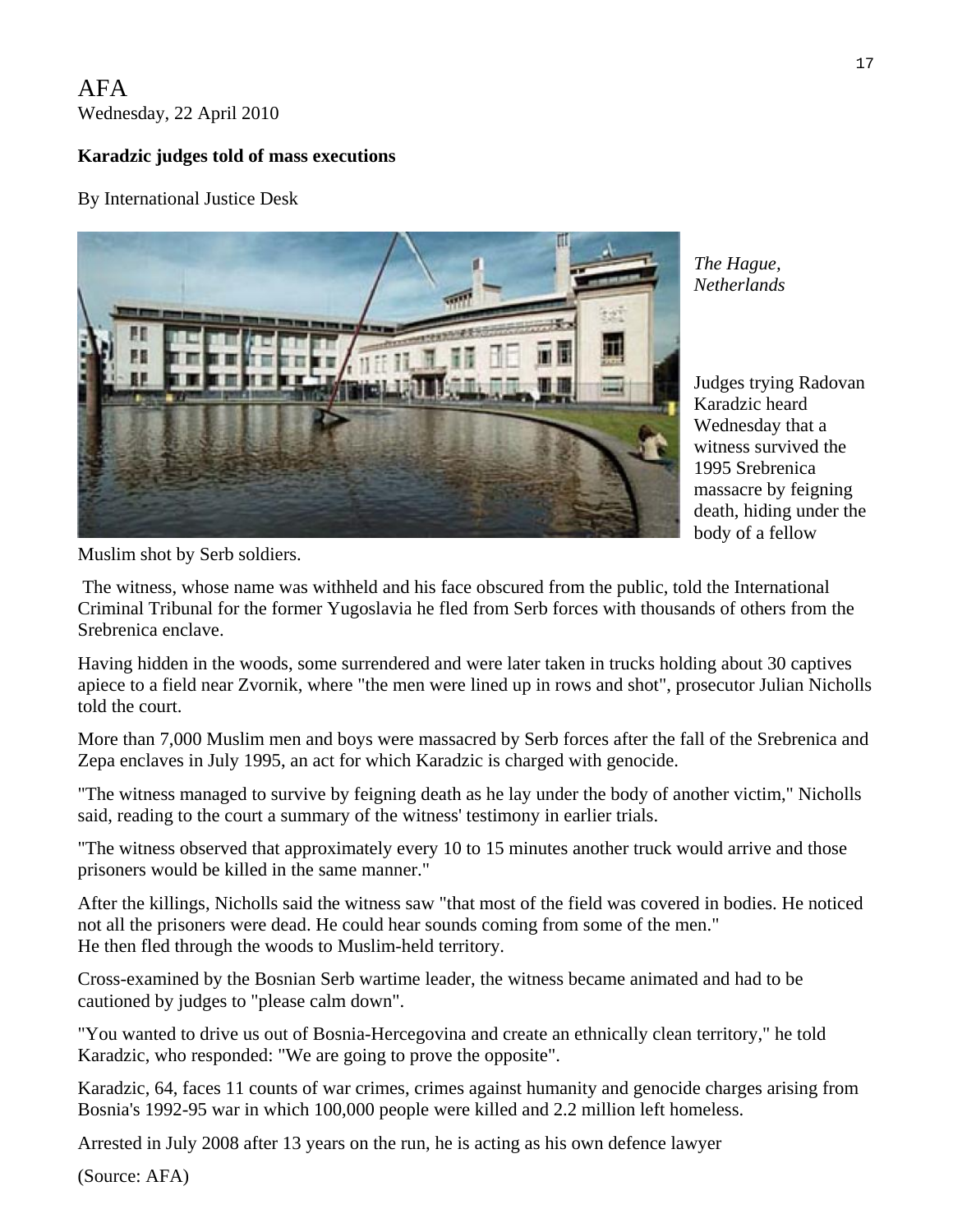AFA
Wednesday, 22 April 2010

**Karadzic judges told of mass executions**

By International Justice Desk

*The Hague, Netherlands*

Judges trying Radovan Karadzic heard Wednesday that a witness survived the 1995 Srebrenica massacre by feigning death, hiding under the body of a fellow Muslim shot by Serb soldiers.

The witness, whose name was withheld and his face obscured from the public, told the International Criminal Tribunal for the former Yugoslavia he fled from Serb forces with thousands of others from the Srebrenica enclave.

Having hidden in the woods, some surrendered and were later taken in trucks holding about 30 captives apiece to a field near Zvornik, where "the men were lined up in rows and shot", prosecutor Julian Nicholls told the court.

More than 7,000 Muslim men and boys were massacred by Serb forces after the fall of the Srebrenica and Zepa enclaves in July 1995, an act for which Karadzic is charged with genocide.

"The witness managed to survive by feigning death as he lay under the body of another victim," Nicholls said, reading to the court a summary of the witness' testimony in earlier trials.

"The witness observed that approximately every 10 to 15 minutes another truck would arrive and those prisoners would be killed in the same manner."

After the killings, Nicholls said the witness saw "that most of the field was covered in bodies. He noticed not all the prisoners were dead. He could hear sounds coming from some of the men."
He then fled through the woods to Muslim-held territory.

Cross-examined by the Bosnian Serb wartime leader, the witness became animated and had to be cautioned by judges to "please calm down".

"You wanted to drive us out of Bosnia-Hercegovina and create an ethnically clean territory," he told Karadzic, who responded: "We are going to prove the opposite".

Karadzic, 64, faces 11 counts of war crimes, crimes against humanity and genocide charges arising from Bosnia's 1992-95 war in which 100,000 people were killed and 2.2 million left homeless.

Arrested in July 2008 after 13 years on the run, he is acting as his own defence lawyer

(Source: AFA)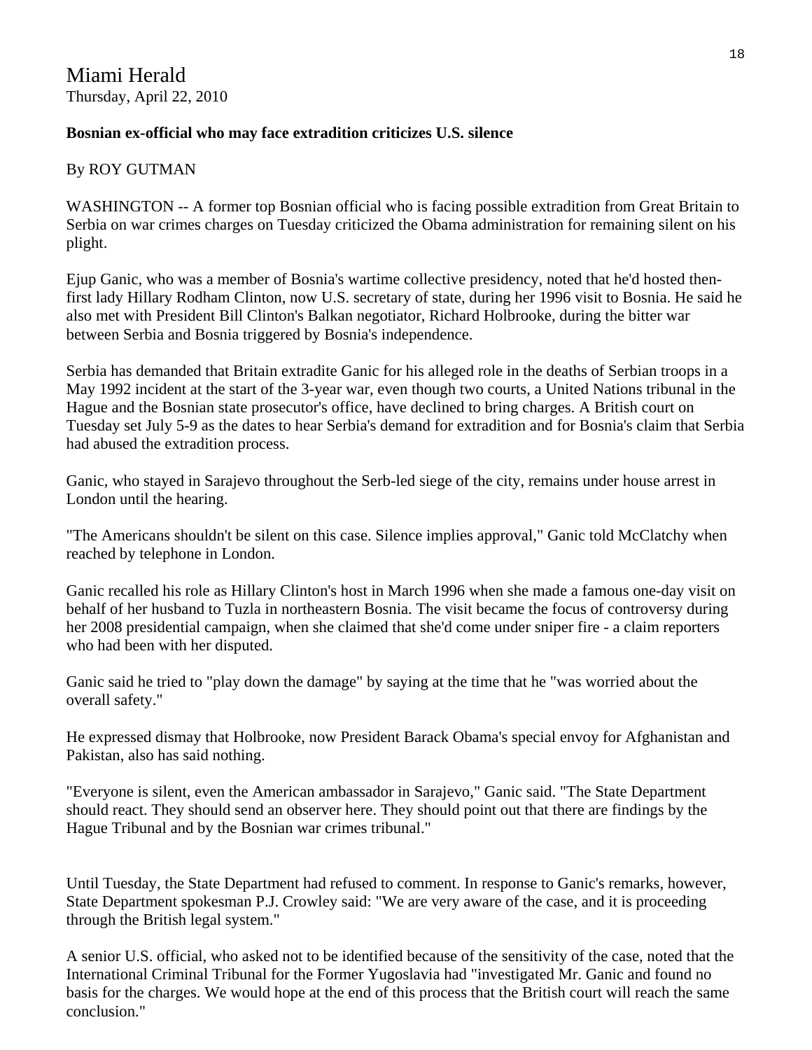# Miami Herald

Thursday, April 22, 2010

**Bosnian ex-official who may face extradition criticizes U.S. silence**

By ROY GUTMAN

WASHINGTON -- A former top Bosnian official who is facing possible extradition from Great Britain to Serbia on war crimes charges on Tuesday criticized the Obama administration for remaining silent on his plight.

Ejup Ganic, who was a member of Bosnia's wartime collective presidency, noted that he'd hosted then-first lady Hillary Rodham Clinton, now U.S. secretary of state, during her 1996 visit to Bosnia. He said he also met with President Bill Clinton's Balkan negotiator, Richard Holbrooke, during the bitter war between Serbia and Bosnia triggered by Bosnia's independence.

Serbia has demanded that Britain extradite Ganic for his alleged role in the deaths of Serbian troops in a May 1992 incident at the start of the 3-year war, even though two courts, a United Nations tribunal in the Hague and the Bosnian state prosecutor's office, have declined to bring charges. A British court on Tuesday set July 5-9 as the dates to hear Serbia's demand for extradition and for Bosnia's claim that Serbia had abused the extradition process.

Ganic, who stayed in Sarajevo throughout the Serb-led siege of the city, remains under house arrest in London until the hearing.

"The Americans shouldn't be silent on this case. Silence implies approval," Ganic told McClatchy when reached by telephone in London.

Ganic recalled his role as Hillary Clinton's host in March 1996 when she made a famous one-day visit on behalf of her husband to Tuzla in northeastern Bosnia. The visit became the focus of controversy during her 2008 presidential campaign, when she claimed that she'd come under sniper fire - a claim reporters who had been with her disputed.

Ganic said he tried to "play down the damage" by saying at the time that he "was worried about the overall safety."

He expressed dismay that Holbrooke, now President Barack Obama's special envoy for Afghanistan and Pakistan, also has said nothing.

"Everyone is silent, even the American ambassador in Sarajevo," Ganic said. "The State Department should react. They should send an observer here. They should point out that there are findings by the Hague Tribunal and by the Bosnian war crimes tribunal."

Until Tuesday, the State Department had refused to comment. In response to Ganic's remarks, however, State Department spokesman P.J. Crowley said: "We are very aware of the case, and it is proceeding through the British legal system."

A senior U.S. official, who asked not to be identified because of the sensitivity of the case, noted that the International Criminal Tribunal for the Former Yugoslavia had "investigated Mr. Ganic and found no basis for the charges. We would hope at the end of this process that the British court will reach the same conclusion."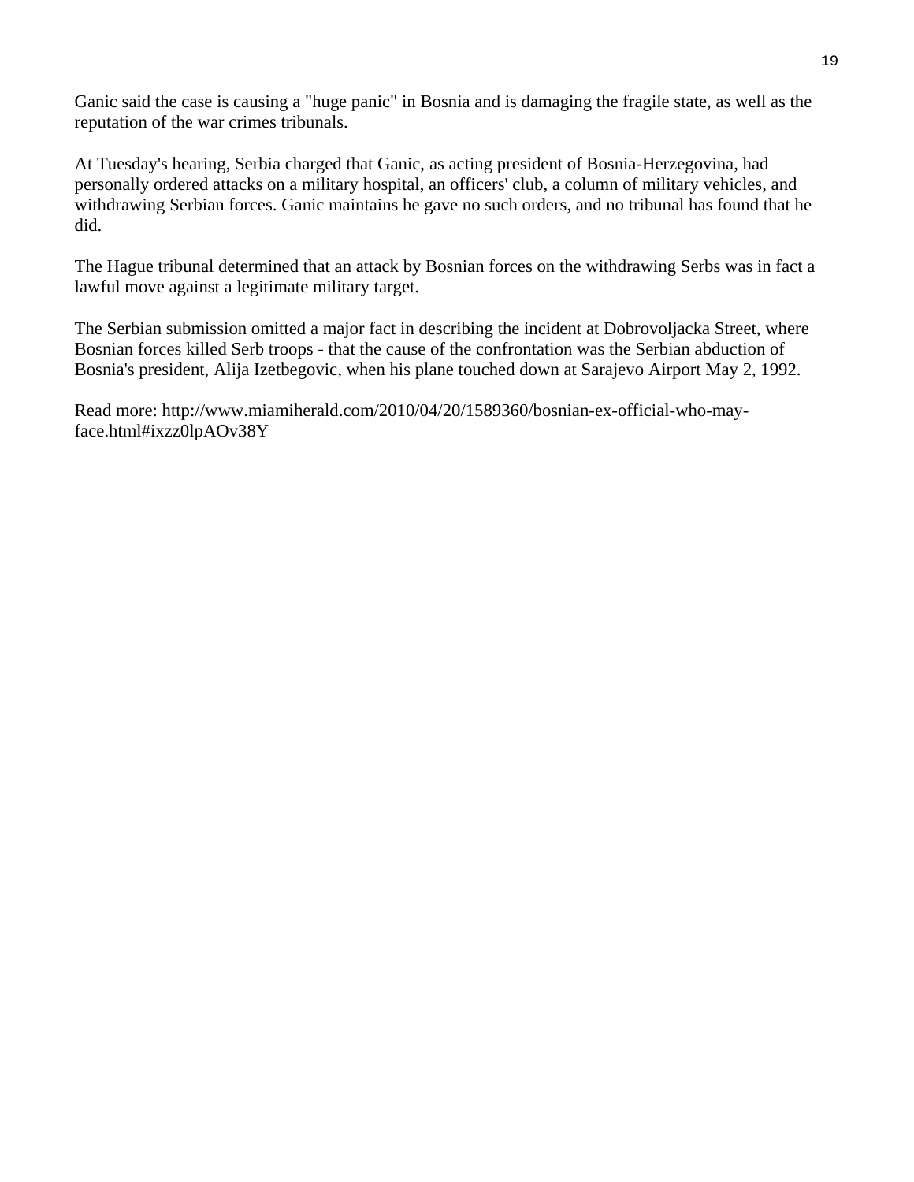Ganic said the case is causing a "huge panic" in Bosnia and is damaging the fragile state, as well as the reputation of the war crimes tribunals.

At Tuesday's hearing, Serbia charged that Ganic, as acting president of Bosnia-Herzegovina, had personally ordered attacks on a military hospital, an officers' club, a column of military vehicles, and withdrawing Serbian forces. Ganic maintains he gave no such orders, and no tribunal has found that he did.

The Hague tribunal determined that an attack by Bosnian forces on the withdrawing Serbs was in fact a lawful move against a legitimate military target.

The Serbian submission omitted a major fact in describing the incident at Dobrovoljacka Street, where Bosnian forces killed Serb troops - that the cause of the confrontation was the Serbian abduction of Bosnia's president, Alija Izetbegovic, when his plane touched down at Sarajevo Airport May 2, 1992.

Read more: http://www.miamiherald.com/2010/04/20/1589360/bosnian-ex-official-who-may-face.html#ixzz0lpAOv38Y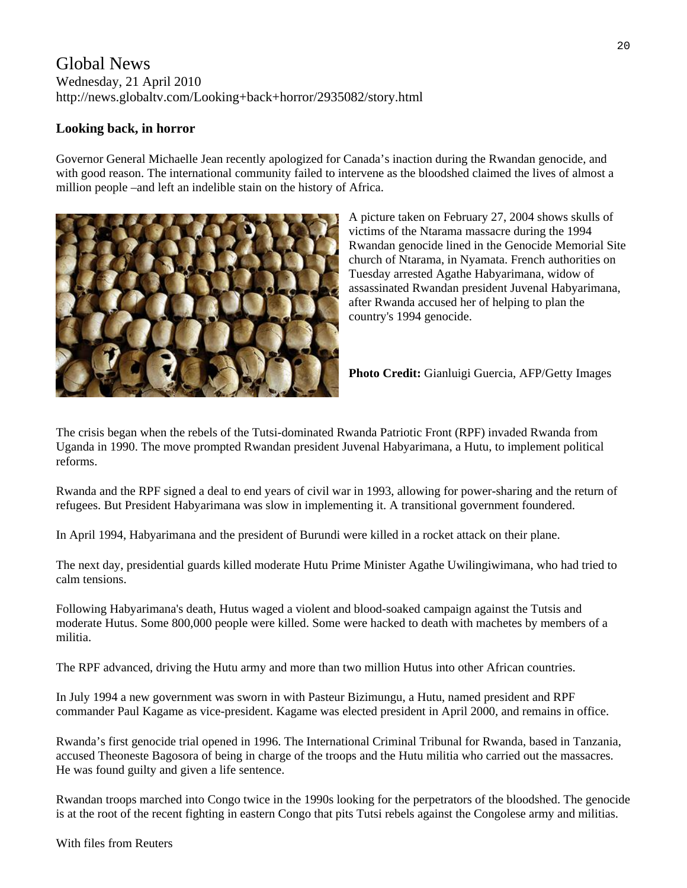Global News
Wednesday, 21 April 2010
http://news.globaltv.com/Looking+back+horror/2935082/story.html

**Looking back, in horror**

Governor General Michaelle Jean recently apologized for Canada's inaction during the Rwandan genocide, and with good reason. The international community failed to intervene as the bloodshed claimed the lives of almost a million people –and left an indelible stain on the history of Africa.

A picture taken on February 27, 2004 shows skulls of victims of the Ntarama massacre during the 1994 Rwandan genocide lined in the Genocide Memorial Site church of Ntarama, in Nyamata. French authorities on Tuesday arrested Agathe Habyarimana, widow of assassinated Rwandan president Juvenal Habyarimana, after Rwanda accused her of helping to plan the country's 1994 genocide.

**Photo Credit:** Gianluigi Guercia, AFP/Getty Images

The crisis began when the rebels of the Tutsi-dominated Rwanda Patriotic Front (RPF) invaded Rwanda from Uganda in 1990. The move prompted Rwandan president Juvenal Habyarimana, a Hutu, to implement political reforms.

Rwanda and the RPF signed a deal to end years of civil war in 1993, allowing for power-sharing and the return of refugees. But President Habyarimana was slow in implementing it. A transitional government foundered.

In April 1994, Habyarimana and the president of Burundi were killed in a rocket attack on their plane.

The next day, presidential guards killed moderate Hutu Prime Minister Agathe Uwilingiwimana, who had tried to calm tensions.

Following Habyarimana's death, Hutus waged a violent and blood-soaked campaign against the Tutsis and moderate Hutus. Some 800,000 people were killed. Some were hacked to death with machetes by members of a militia.

The RPF advanced, driving the Hutu army and more than two million Hutus into other African countries.

In July 1994 a new government was sworn in with Pasteur Bizimungu, a Hutu, named president and RPF commander Paul Kagame as vice-president. Kagame was elected president in April 2000, and remains in office.

Rwanda's first genocide trial opened in 1996. The International Criminal Tribunal for Rwanda, based in Tanzania, accused Theoneste Bagosora of being in charge of the troops and the Hutu militia who carried out the massacres. He was found guilty and given a life sentence.

Rwandan troops marched into Congo twice in the 1990s looking for the perpetrators of the bloodshed. The genocide is at the root of the recent fighting in eastern Congo that pits Tutsi rebels against the Congolese army and militias.

With files from Reuters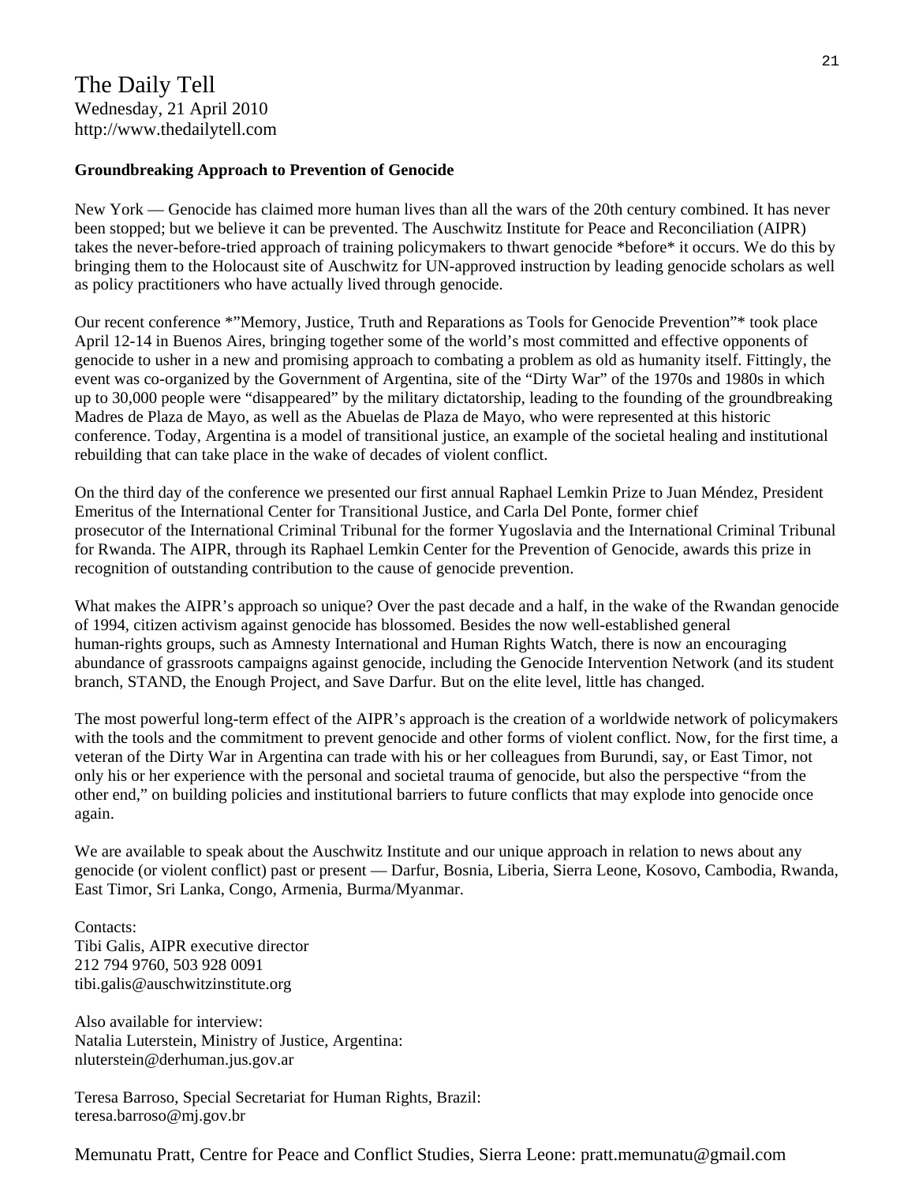The Daily Tell
Wednesday, 21 April 2010
http://www.thedailytell.com

**Groundbreaking Approach to Prevention of Genocide**

New York — Genocide has claimed more human lives than all the wars of the 20th century combined. It has never been stopped; but we believe it can be prevented. The Auschwitz Institute for Peace and Reconciliation (AIPR) takes the never-before-tried approach of training policymakers to thwart genocide *before* it occurs. We do this by bringing them to the Holocaust site of Auschwitz for UN-approved instruction by leading genocide scholars as well as policy practitioners who have actually lived through genocide.

Our recent conference *"Memory, Justice, Truth and Reparations as Tools for Genocide Prevention"* took place April 12-14 in Buenos Aires, bringing together some of the world's most committed and effective opponents of genocide to usher in a new and promising approach to combating a problem as old as humanity itself. Fittingly, the event was co-organized by the Government of Argentina, site of the "Dirty War" of the 1970s and 1980s in which up to 30,000 people were "disappeared" by the military dictatorship, leading to the founding of the groundbreaking Madres de Plaza de Mayo, as well as the Abuelas de Plaza de Mayo, who were represented at this historic conference. Today, Argentina is a model of transitional justice, an example of the societal healing and institutional rebuilding that can take place in the wake of decades of violent conflict.

On the third day of the conference we presented our first annual Raphael Lemkin Prize to Juan Méndez, President Emeritus of the International Center for Transitional Justice, and Carla Del Ponte, former chief prosecutor of the International Criminal Tribunal for the former Yugoslavia and the International Criminal Tribunal for Rwanda. The AIPR, through its Raphael Lemkin Center for the Prevention of Genocide, awards this prize in recognition of outstanding contribution to the cause of genocide prevention.

What makes the AIPR's approach so unique? Over the past decade and a half, in the wake of the Rwandan genocide of 1994, citizen activism against genocide has blossomed. Besides the now well-established general human-rights groups, such as Amnesty International and Human Rights Watch, there is now an encouraging abundance of grassroots campaigns against genocide, including the Genocide Intervention Network (and its student branch, STAND, the Enough Project, and Save Darfur. But on the elite level, little has changed.

The most powerful long-term effect of the AIPR's approach is the creation of a worldwide network of policymakers with the tools and the commitment to prevent genocide and other forms of violent conflict. Now, for the first time, a veteran of the Dirty War in Argentina can trade with his or her colleagues from Burundi, say, or East Timor, not only his or her experience with the personal and societal trauma of genocide, but also the perspective "from the other end," on building policies and institutional barriers to future conflicts that may explode into genocide once again.

We are available to speak about the Auschwitz Institute and our unique approach in relation to news about any genocide (or violent conflict) past or present — Darfur, Bosnia, Liberia, Sierra Leone, Kosovo, Cambodia, Rwanda, East Timor, Sri Lanka, Congo, Armenia, Burma/Myanmar.

Contacts:
Tibi Galis, AIPR executive director
212 794 9760, 503 928 0091
tibi.galis@auschwitzinstitute.org

Also available for interview:
Natalia Luterstein, Ministry of Justice, Argentina:
nluterstein@derhuman.jus.gov.ar

Teresa Barroso, Special Secretariat for Human Rights, Brazil:
teresa.barroso@mj.gov.br

Memunatu Pratt, Centre for Peace and Conflict Studies, Sierra Leone: pratt.memunatu@gmail.com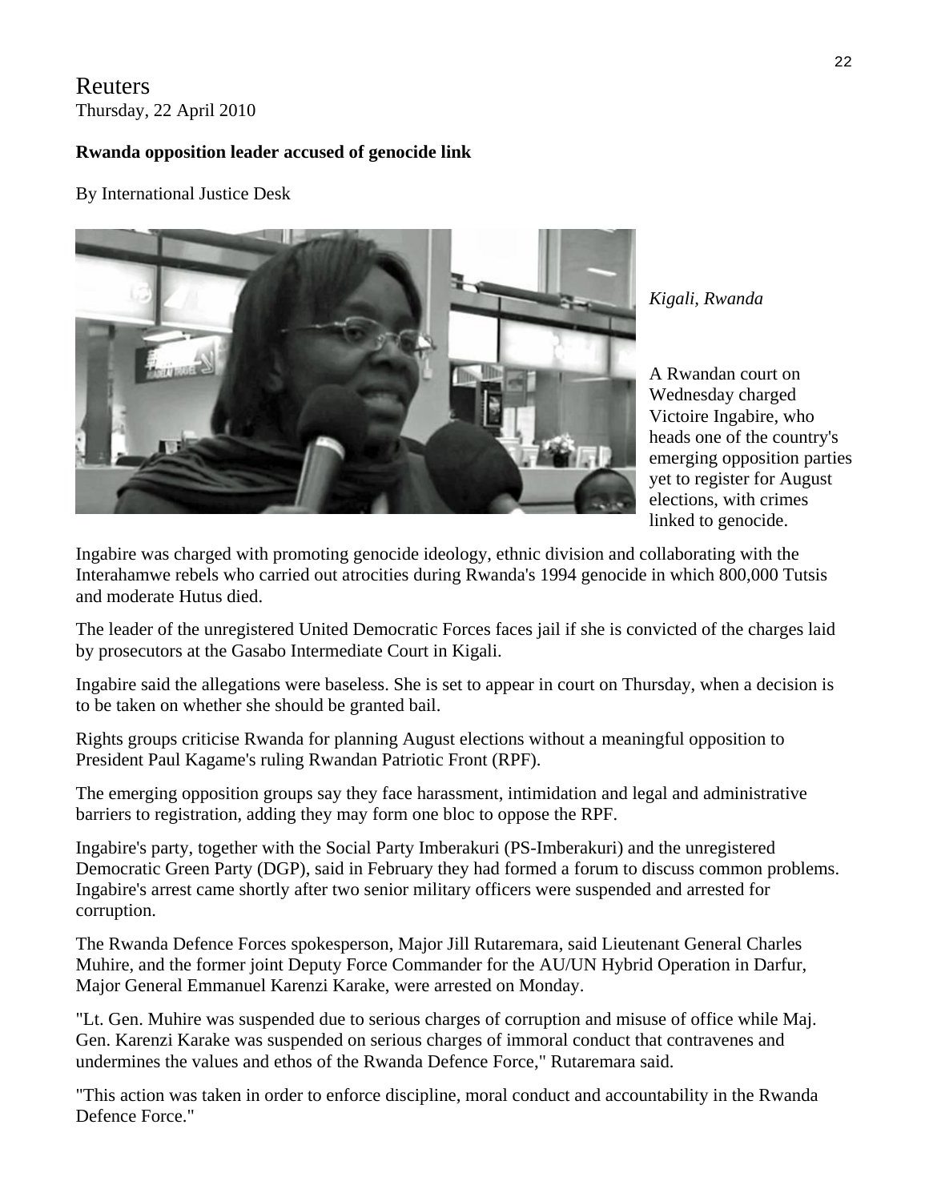Reuters
Thursday, 22 April 2010

**Rwanda opposition leader accused of genocide link**

By International Justice Desk

*Kigali, Rwanda*

A Rwandan court on Wednesday charged Victoire Ingabire, who heads one of the country's emerging opposition parties yet to register for August elections, with crimes linked to genocide.

Ingabire was charged with promoting genocide ideology, ethnic division and collaborating with the Interahamwe rebels who carried out atrocities during Rwanda's 1994 genocide in which 800,000 Tutsis and moderate Hutus died.

The leader of the unregistered United Democratic Forces faces jail if she is convicted of the charges laid by prosecutors at the Gasabo Intermediate Court in Kigali.

Ingabire said the allegations were baseless. She is set to appear in court on Thursday, when a decision is to be taken on whether she should be granted bail.

Rights groups criticise Rwanda for planning August elections without a meaningful opposition to President Paul Kagame's ruling Rwandan Patriotic Front (RPF).

The emerging opposition groups say they face harassment, intimidation and legal and administrative barriers to registration, adding they may form one bloc to oppose the RPF.

Ingabire's party, together with the Social Party Imberakuri (PS-Imberakuri) and the unregistered Democratic Green Party (DGP), said in February they had formed a forum to discuss common problems. Ingabire's arrest came shortly after two senior military officers were suspended and arrested for corruption.

The Rwanda Defence Forces spokesperson, Major Jill Rutaremara, said Lieutenant General Charles Muhire, and the former joint Deputy Force Commander for the AU/UN Hybrid Operation in Darfur, Major General Emmanuel Karenzi Karake, were arrested on Monday.

"Lt. Gen. Muhire was suspended due to serious charges of corruption and misuse of office while Maj. Gen. Karenzi Karake was suspended on serious charges of immoral conduct that contravenes and undermines the values and ethos of the Rwanda Defence Force," Rutaremara said.

"This action was taken in order to enforce discipline, moral conduct and accountability in the Rwanda Defence Force."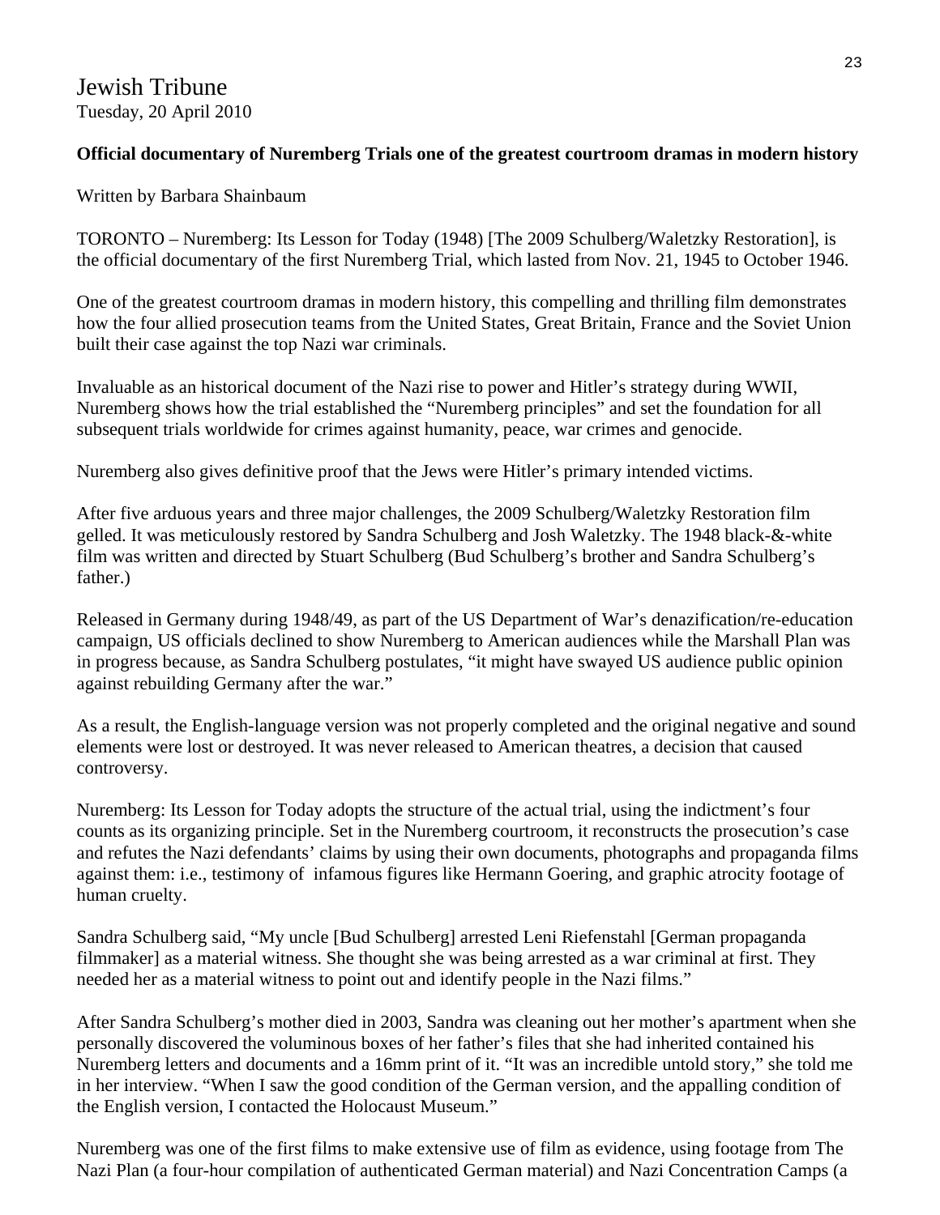Jewish Tribune
Tuesday, 20 April 2010

**Official documentary of Nuremberg Trials one of the greatest courtroom dramas in modern history**

Written by Barbara Shainbaum

TORONTO – Nuremberg: Its Lesson for Today (1948) [The 2009 Schulberg/Waletzky Restoration], is the official documentary of the first Nuremberg Trial, which lasted from Nov. 21, 1945 to October 1946.

One of the greatest courtroom dramas in modern history, this compelling and thrilling film demonstrates how the four allied prosecution teams from the United States, Great Britain, France and the Soviet Union built their case against the top Nazi war criminals.

Invaluable as an historical document of the Nazi rise to power and Hitler's strategy during WWII, Nuremberg shows how the trial established the "Nuremberg principles" and set the foundation for all subsequent trials worldwide for crimes against humanity, peace, war crimes and genocide.

Nuremberg also gives definitive proof that the Jews were Hitler's primary intended victims.

After five arduous years and three major challenges, the 2009 Schulberg/Waletzky Restoration film gelled. It was meticulously restored by Sandra Schulberg and Josh Waletzky. The 1948 black-&-white film was written and directed by Stuart Schulberg (Bud Schulberg's brother and Sandra Schulberg's father.)

Released in Germany during 1948/49, as part of the US Department of War's denazification/re-education campaign, US officials declined to show Nuremberg to American audiences while the Marshall Plan was in progress because, as Sandra Schulberg postulates, "it might have swayed US audience public opinion against rebuilding Germany after the war."

As a result, the English-language version was not properly completed and the original negative and sound elements were lost or destroyed. It was never released to American theatres, a decision that caused controversy.

Nuremberg: Its Lesson for Today adopts the structure of the actual trial, using the indictment's four counts as its organizing principle. Set in the Nuremberg courtroom, it reconstructs the prosecution's case and refutes the Nazi defendants' claims by using their own documents, photographs and propaganda films against them: i.e., testimony of infamous figures like Hermann Goering, and graphic atrocity footage of human cruelty.

Sandra Schulberg said, "My uncle [Bud Schulberg] arrested Leni Riefenstahl [German propaganda filmmaker] as a material witness. She thought she was being arrested as a war criminal at first. They needed her as a material witness to point out and identify people in the Nazi films."

After Sandra Schulberg's mother died in 2003, Sandra was cleaning out her mother's apartment when she personally discovered the voluminous boxes of her father's files that she had inherited contained his Nuremberg letters and documents and a 16mm print of it. "It was an incredible untold story," she told me in her interview. "When I saw the good condition of the German version, and the appalling condition of the English version, I contacted the Holocaust Museum."

Nuremberg was one of the first films to make extensive use of film as evidence, using footage from The Nazi Plan (a four-hour compilation of authenticated German material) and Nazi Concentration Camps (a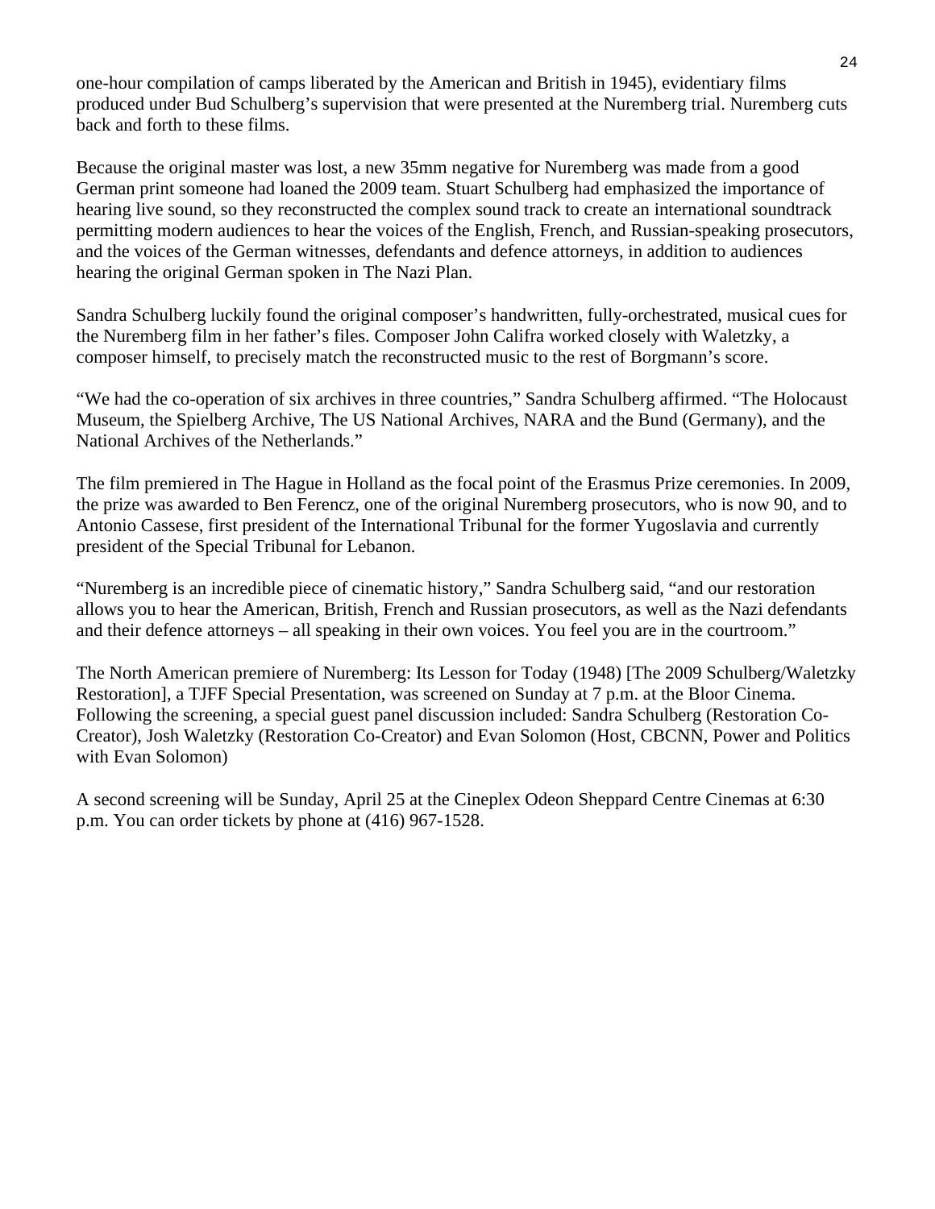one-hour compilation of camps liberated by the American and British in 1945), evidentiary films produced under Bud Schulberg's supervision that were presented at the Nuremberg trial. Nuremberg cuts back and forth to these films.

Because the original master was lost, a new 35mm negative for Nuremberg was made from a good German print someone had loaned the 2009 team. Stuart Schulberg had emphasized the importance of hearing live sound, so they reconstructed the complex sound track to create an international soundtrack permitting modern audiences to hear the voices of the English, French, and Russian-speaking prosecutors, and the voices of the German witnesses, defendants and defence attorneys, in addition to audiences hearing the original German spoken in The Nazi Plan.

Sandra Schulberg luckily found the original composer's handwritten, fully-orchestrated, musical cues for the Nuremberg film in her father's files. Composer John Califra worked closely with Waletzky, a composer himself, to precisely match the reconstructed music to the rest of Borgmann's score.

"We had the co-operation of six archives in three countries," Sandra Schulberg affirmed. "The Holocaust Museum, the Spielberg Archive, The US National Archives, NARA and the Bund (Germany), and the National Archives of the Netherlands."

The film premiered in The Hague in Holland as the focal point of the Erasmus Prize ceremonies. In 2009, the prize was awarded to Ben Ferencz, one of the original Nuremberg prosecutors, who is now 90, and to Antonio Cassese, first president of the International Tribunal for the former Yugoslavia and currently president of the Special Tribunal for Lebanon.

"Nuremberg is an incredible piece of cinematic history," Sandra Schulberg said, "and our restoration allows you to hear the American, British, French and Russian prosecutors, as well as the Nazi defendants and their defence attorneys – all speaking in their own voices. You feel you are in the courtroom."

The North American premiere of Nuremberg: Its Lesson for Today (1948) [The 2009 Schulberg/Waletzky Restoration], a TJFF Special Presentation, was screened on Sunday at 7 p.m. at the Bloor Cinema. Following the screening, a special guest panel discussion included: Sandra Schulberg (Restoration Co-Creator), Josh Waletzky (Restoration Co-Creator) and Evan Solomon (Host, CBCNN, Power and Politics with Evan Solomon)

A second screening will be Sunday, April 25 at the Cineplex Odeon Sheppard Centre Cinemas at 6:30 p.m. You can order tickets by phone at (416) 967-1528.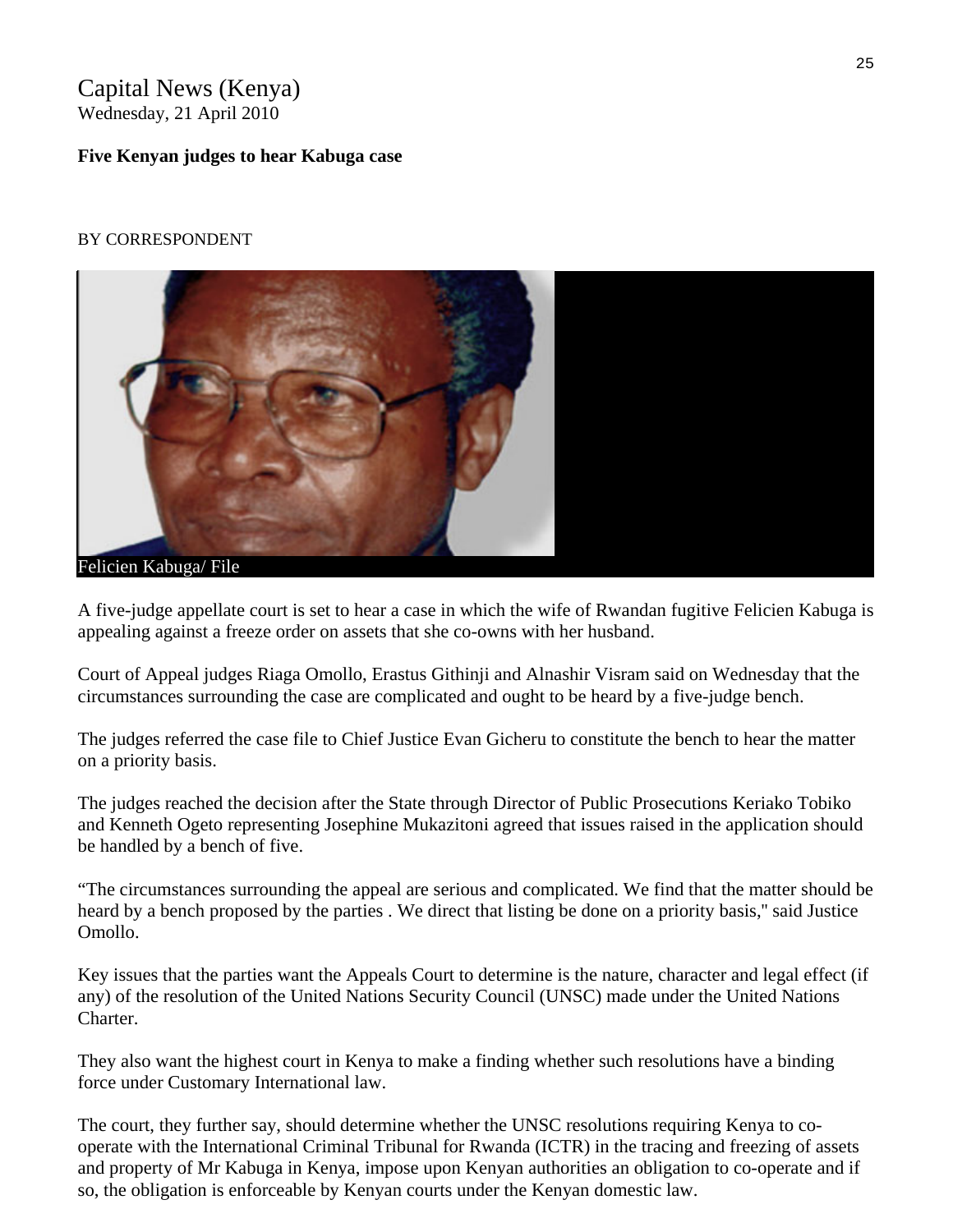Capital News (Kenya)
Wednesday, 21 April 2010

**Five Kenyan judges to hear Kabuga case**

BY CORRESPONDENT

Felicien Kabuga/ File

A five-judge appellate court is set to hear a case in which the wife of Rwandan fugitive Felicien Kabuga is appealing against a freeze order on assets that she co-owns with her husband.

Court of Appeal judges Riaga Omollo, Erastus Githinji and Alnashir Visram said on Wednesday that the circumstances surrounding the case are complicated and ought to be heard by a five-judge bench.

The judges referred the case file to Chief Justice Evan Gicheru to constitute the bench to hear the matter on a priority basis.

The judges reached the decision after the State through Director of Public Prosecutions Keriako Tobiko and Kenneth Ogeto representing Josephine Mukazitoni agreed that issues raised in the application should be handled by a bench of five.

"The circumstances surrounding the appeal are serious and complicated. We find that the matter should be heard by a bench proposed by the parties . We direct that listing be done on a priority basis," said Justice Omollo.

Key issues that the parties want the Appeals Court to determine is the nature, character and legal effect (if any) of the resolution of the United Nations Security Council (UNSC) made under the United Nations Charter.

They also want the highest court in Kenya to make a finding whether such resolutions have a binding force under Customary International law.

The court, they further say, should determine whether the UNSC resolutions requiring Kenya to co-operate with the International Criminal Tribunal for Rwanda (ICTR) in the tracing and freezing of assets and property of Mr Kabuga in Kenya, impose upon Kenyan authorities an obligation to co-operate and if so, the obligation is enforceable by Kenyan courts under the Kenyan domestic law.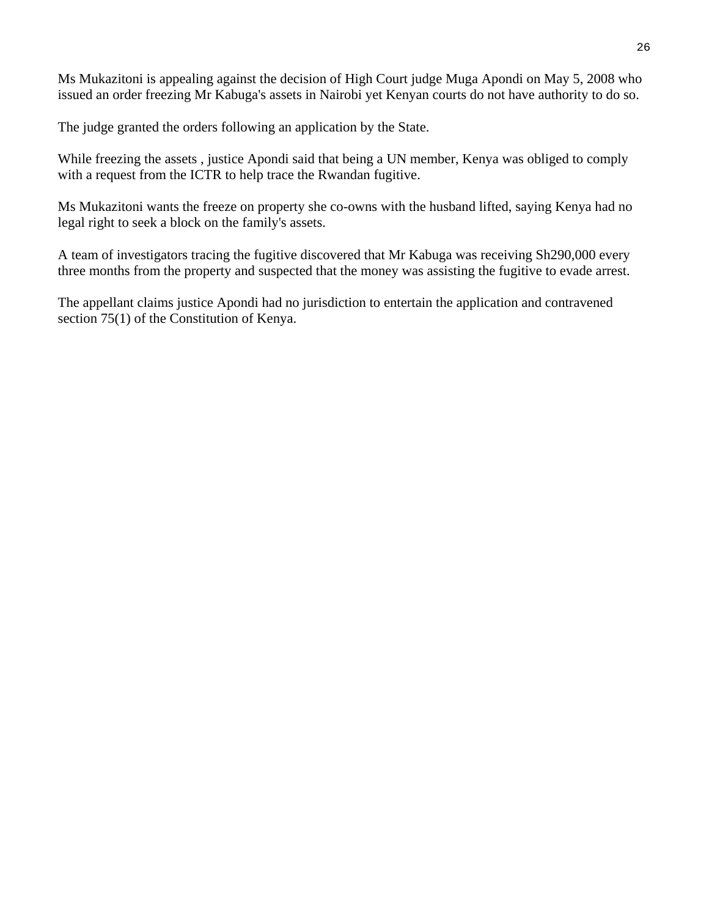Ms Mukazitoni is appealing against the decision of High Court judge Muga Apondi on May 5, 2008 who issued an order freezing Mr Kabuga's assets in Nairobi yet Kenyan courts do not have authority to do so.

The judge granted the orders following an application by the State.

While freezing the assets , justice Apondi said that being a UN member, Kenya was obliged to comply with a request from the ICTR to help trace the Rwandan fugitive.

Ms Mukazitoni wants the freeze on property she co-owns with the husband lifted, saying Kenya had no legal right to seek a block on the family's assets.

A team of investigators tracing the fugitive discovered that Mr Kabuga was receiving Sh290,000 every three months from the property and suspected that the money was assisting the fugitive to evade arrest.

The appellant claims justice Apondi had no jurisdiction to entertain the application and contravened section 75(1) of the Constitution of Kenya.